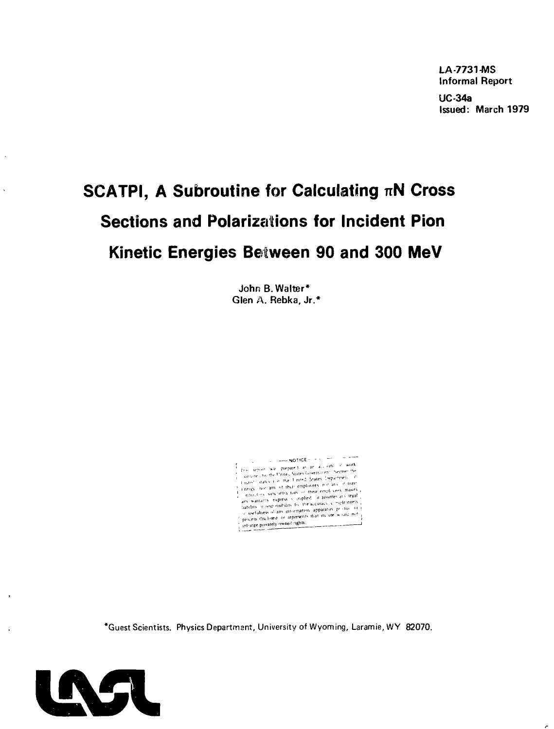LA-7731-MS
Informal Report

UC-34a
Issued: March 1979

# SCATPI, A Subroutine for Calculating $\pi$N Cross Sections and Polarizations for Incident Pion Kinetic Energies Between 90 and 300 MeV

John B. Walter*
Glen A. Rebka, Jr.*

NOTICE

This report was prepared as an account of work sponsored by the United States Government. Neither the United States nor the United States Department of Energy, nor any of their employees, nor any of their contractors, subcontractors, or their employees, makes any warranty, express or implied, or assumes any legal liability or responsibility for the accuracy, completeness or usefulness of any information, apparatus, product or process disclosed, or represents that its use would not infringe privately owned rights.

*Guest Scientists. Physics Department, University of Wyoming, Laramie, WY 82070.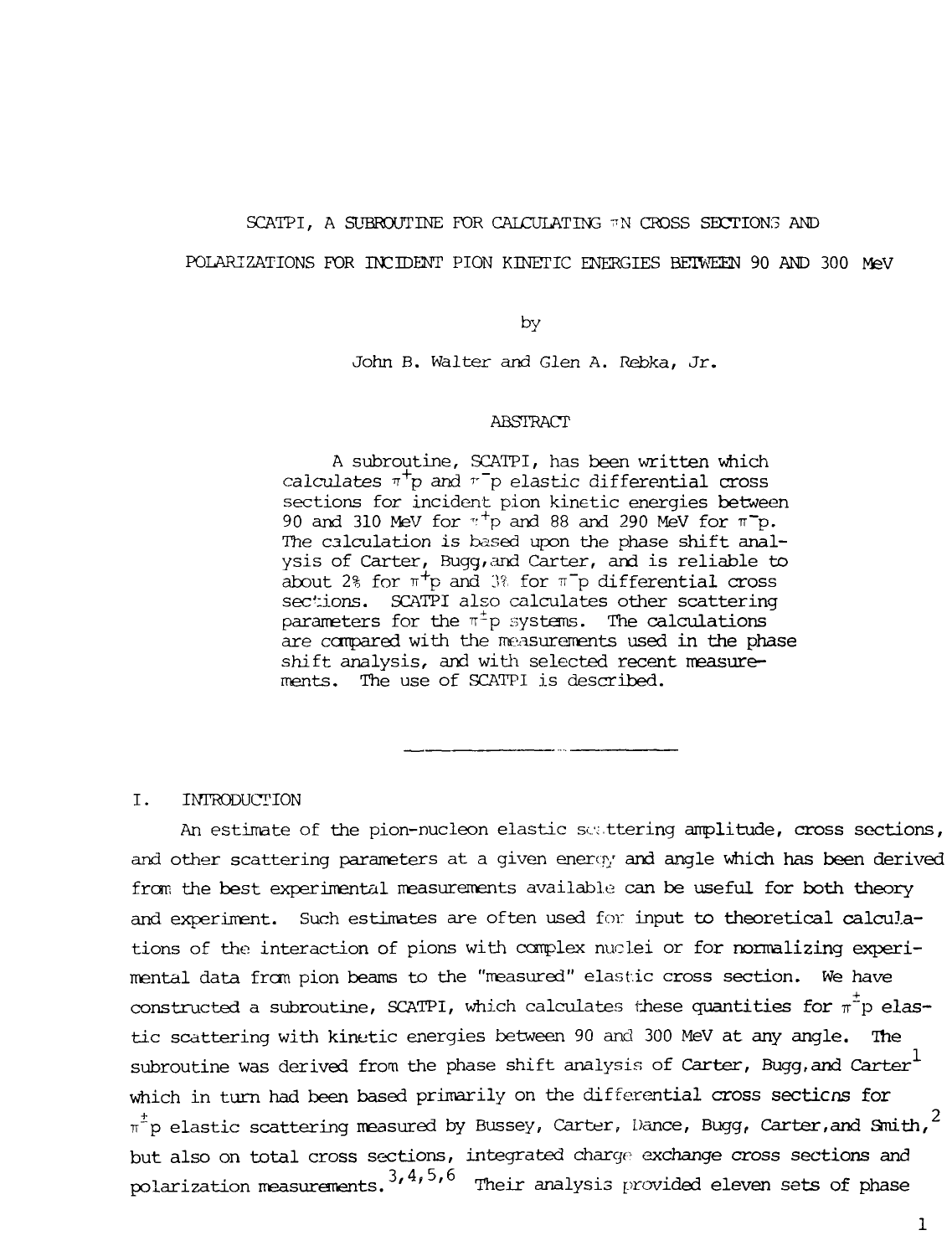# SCATPI, A SUBROUTINE FOR CALCULATING $\pi$N CROSS SECTIONS AND POLARIZATIONS FOR INCIDENT PION KINETIC ENERGIES BETWEEN 90 AND 300 MeV

by

John B. Walter and Glen A. Rebka, Jr.

## ABSTRACT

A subroutine, SCATPI, has been written which calculates $\pi^+p$ and $\pi^-p$ elastic differential cross sections for incident pion kinetic energies between 90 and 310 MeV for $\pi^+p$ and 88 and 290 MeV for $\pi^-p$. The calculation is based upon the phase shift analysis of Carter, Bugg, and Carter, and is reliable to about 2% for $\pi^+p$ and 3% for $\pi^-p$ differential cross sections. SCATPI also calculates other scattering parameters for the $\pi^{\pm}p$ systems. The calculations are compared with the measurements used in the phase shift analysis, and with selected recent measurements. The use of SCATPI is described.

---

## I. INTRODUCTION

An estimate of the pion-nucleon elastic scattering amplitude, cross sections, and other scattering parameters at a given energy and angle which has been derived from the best experimental measurements available can be useful for both theory and experiment. Such estimates are often used for input to theoretical calculations of the interaction of pions with complex nuclei or for normalizing experimental data from pion beams to the "measured" elastic cross section. We have constructed a subroutine, SCATPI, which calculates these quantities for $\pi^{\pm}p$ elastic scattering with kinetic energies between 90 and 300 MeV at any angle. The subroutine was derived from the phase shift analysis of Carter, Bugg, and Carter[1] which in turn had been based primarily on the differential cross sections for $\pi^{\pm}p$ elastic scattering measured by Bussey, Carter, Dance, Bugg, Carter, and Smith,[2] but also on total cross sections, integrated charge exchange cross sections and polarization measurements.[3,4,5,6] Their analysis provided eleven sets of phase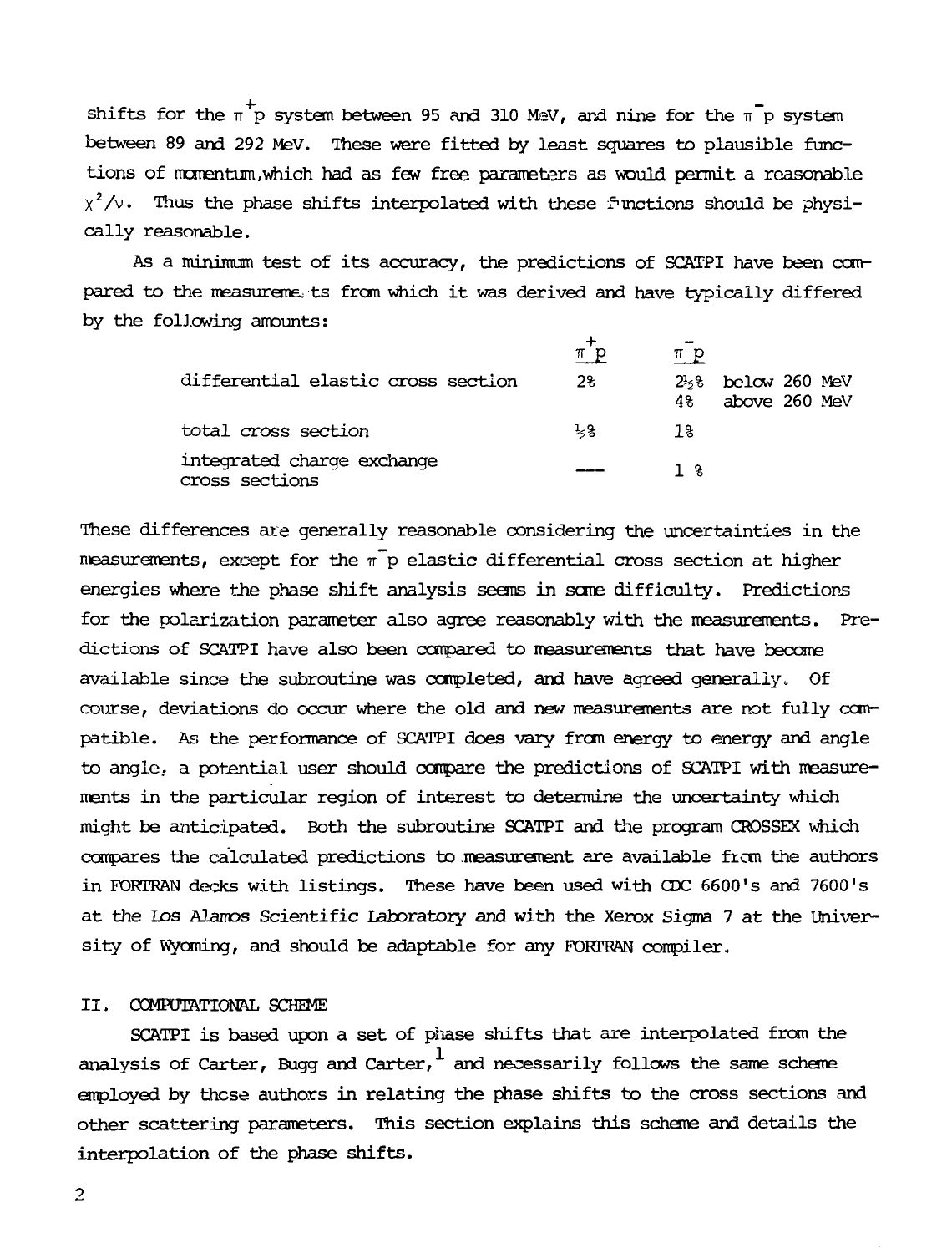shifts for the $\pi^+p$ system between 95 and 310 MeV, and nine for the $\pi^-p$ system between 89 and 292 MeV. These were fitted by least squares to plausible functions of momentum,which had as few free parameters as would permit a reasonable $\chi^2/\nu$. Thus the phase shifts interpolated with these functions should be physically reasonable.

As a minimum test of its accuracy, the predictions of SCATPI have been compared to the measurements from which it was derived and have typically differed by the following amounts:

| | $\pi^+p$ | $\pi^-p$ | |
|---|---|---|---|
| differential elastic cross section | 2% | 2½% | below 260 MeV |
| | | 4% | above 260 MeV |
| total cross section | ½% | 1% | |
| integrated charge exchange cross sections | --- | 1 % | |

These differences are generally reasonable considering the uncertainties in the measurements, except for the $\pi^-p$ elastic differential cross section at higher energies where the phase shift analysis seems in some difficulty. Predictions for the polarization parameter also agree reasonably with the measurements. Predictions of SCATPI have also been compared to measurements that have become available since the subroutine was completed, and have agreed generally. Of course, deviations do occur where the old and new measurements are not fully compatible. As the performance of SCATPI does vary from energy to energy and angle to angle, a potential user should compare the predictions of SCATPI with measurements in the particular region of interest to determine the uncertainty which might be anticipated. Both the subroutine SCATPI and the program CROSSEX which compares the calculated predictions to measurement are available from the authors in FORTRAN decks with listings. These have been used with CDC 6600's and 7600's at the Los Alamos Scientific Laboratory and with the Xerox Sigma 7 at the University of Wyoming, and should be adaptable for any FORTRAN compiler.

## II. COMPUTATIONAL SCHEME

SCATPI is based upon a set of phase shifts that are interpolated from the analysis of Carter, Bugg and Carter,[1] and necessarily follows the same scheme employed by these authors in relating the phase shifts to the cross sections and other scattering parameters. This section explains this scheme and details the interpolation of the phase shifts.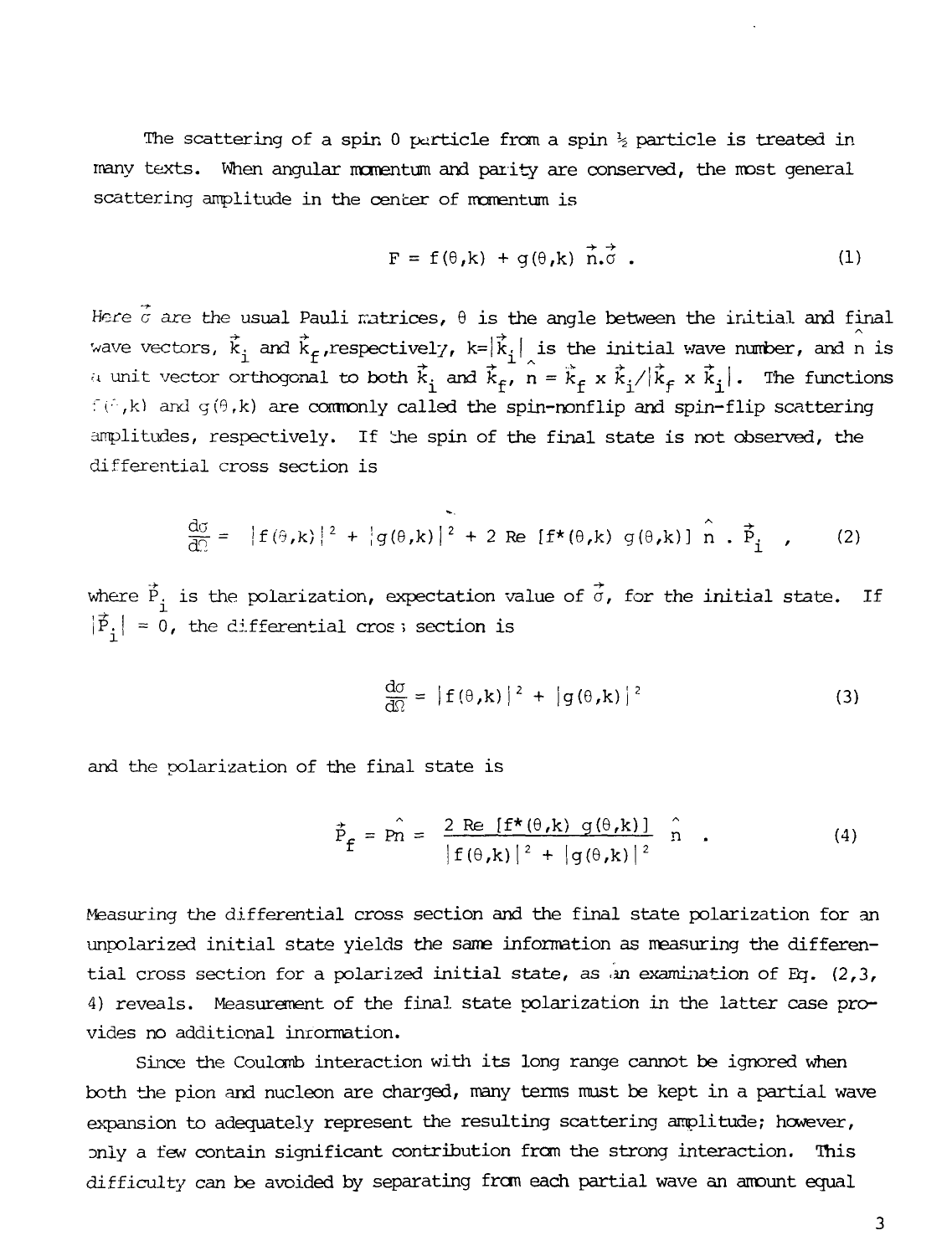The scattering of a spin 0 particle from a spin ½ particle is treated in many texts. When angular momentum and parity are conserved, the most general scattering amplitude in the center of momentum is

$$F = f(\theta,k) + g(\theta,k)\ \vec{n}.\vec{\sigma}\ . \tag{1}$$

Here $\vec{\sigma}$ are the usual Pauli matrices, $\theta$ is the angle between the initial and final wave vectors, $\vec{k}_i$ and $\vec{k}_f$, respectively, $k=|\vec{k}_i|$ is the initial wave number, and $\hat{n}$ is a unit vector orthogonal to both $\vec{k}_i$ and $\vec{k}_f$, $\hat{n} = \vec{k}_f \times \vec{k}_i/|\vec{k}_f \times \vec{k}_i|$. The functions $f(\theta,k)$ and $g(\theta,k)$ are commonly called the spin-nonflip and spin-flip scattering amplitudes, respectively. If the spin of the final state is not observed, the differential cross section is

$$\frac{d\sigma}{d\Omega} = |f(\theta,k)|^2 + |g(\theta,k)|^2 + 2\ \mathrm{Re}\ [f^*(\theta,k)\ g(\theta,k)]\ \hat{n}\ .\ \vec{P}_i\ \ , \tag{2}$$

where $\vec{P}_i$ is the polarization, expectation value of $\vec{\sigma}$, for the initial state. If $|\vec{P}_i| = 0$, the differential cross section is

$$\frac{d\sigma}{d\Omega} = |f(\theta,k)|^2 + |g(\theta,k)|^2 \tag{3}$$

and the polarization of the final state is

$$\vec{P}_f = P\hat{n} = \frac{2\ \mathrm{Re}\ [f^*(\theta,k)\ g(\theta,k)]}{|f(\theta,k)|^2 + |g(\theta,k)|^2}\ \hat{n}\ \ . \tag{4}$$

Measuring the differential cross section and the final state polarization for an unpolarized initial state yields the same information as measuring the differential cross section for a polarized initial state, as an examination of Eq. (2,3, 4) reveals. Measurement of the final state polarization in the latter case provides no additional information.

Since the Coulomb interaction with its long range cannot be ignored when both the pion and nucleon are charged, many terms must be kept in a partial wave expansion to adequately represent the resulting scattering amplitude; however, only a few contain significant contribution from the strong interaction. This difficulty can be avoided by separating from each partial wave an amount equal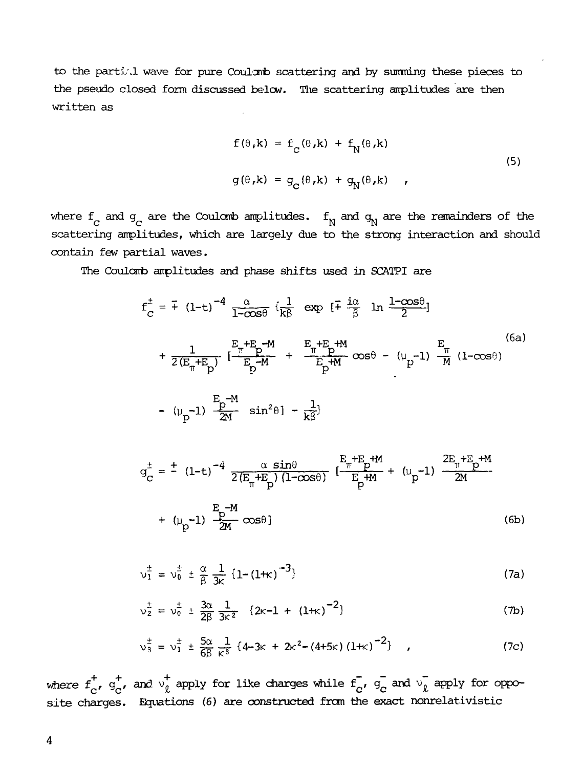to the partial wave for pure Coulomb scattering and by summing these pieces to the pseudo closed form discussed below. The scattering amplitudes are then written as

$$
\begin{aligned}
f(\theta,k) &= f_C(\theta,k) + f_N(\theta,k) \\
g(\theta,k) &= g_C(\theta,k) + g_N(\theta,k) \quad ,
\end{aligned}
\tag{5}
$$

where $f_C$ and $g_C$ are the Coulomb amplitudes. $f_N$ and $g_N$ are the remainders of the scattering amplitudes, which are largely due to the strong interaction and should contain few partial waves.

The Coulomb amplitudes and phase shifts used in SCATPI are

$$
\begin{aligned}
f_C^{\pm} = \mp (1-t)^{-4} \frac{\alpha}{1-\cos\theta} \Big\{ &\frac{1}{k\beta} \exp\left[\mp \frac{i\alpha}{\beta} \ln \frac{1-\cos\theta}{2}\right] \\
&+ \frac{1}{2(E_\pi+E_p)} \left[\frac{E_\pi+E_p-M}{E_p-M} + \frac{E_\pi+E_p+M}{E_p+M}\cos\theta - (\mu_p-1)\frac{E_\pi}{M}(1-\cos\theta)\right. \\
&\left. - (\mu_p-1)\frac{E_p-M}{2M}\sin^2\theta\right] - \frac{1}{k\beta}\Big\}
\end{aligned}
\tag{6a}
$$

$$
\begin{aligned}
g_C^{\pm} = \pm (1-t)^{-4} \frac{\alpha \sin\theta}{2(E_\pi+E_p)(1-\cos\theta)} &\left[\frac{E_\pi+E_p+M}{E_p+M} + (\mu_p-1)\frac{2E_\pi+E_p+M}{2M}\right. \\
&\left. + (\mu_p-1)\frac{E_p-M}{2M}\cos\theta\right]
\end{aligned}
\tag{6b}
$$

$$
\nu_1^{\pm} = \nu_0^{\pm} \pm \frac{\alpha}{\beta}\frac{1}{3\kappa}\{1-(1+\kappa)^{-3}\}
\tag{7a}
$$

$$
\nu_2^{\pm} = \nu_0^{\pm} \pm \frac{3\alpha}{2\beta}\frac{1}{3\kappa^2}\{2\kappa-1+(1+\kappa)^{-2}\}
\tag{7b}
$$

$$
\nu_3^{\pm} = \nu_1^{\pm} \pm \frac{5\alpha}{6\beta}\frac{1}{\kappa^3}\{4-3\kappa+2\kappa^2-(4+5\kappa)(1+\kappa)^{-2}\} \quad ,
\tag{7c}
$$

where $f_C^+$, $g_C^+$, and $\nu_\ell^+$ apply for like charges while $f_C^-$, $g_C^-$ and $\nu_\ell^-$ apply for opposite charges. Equations (6) are constructed from the exact nonrelativistic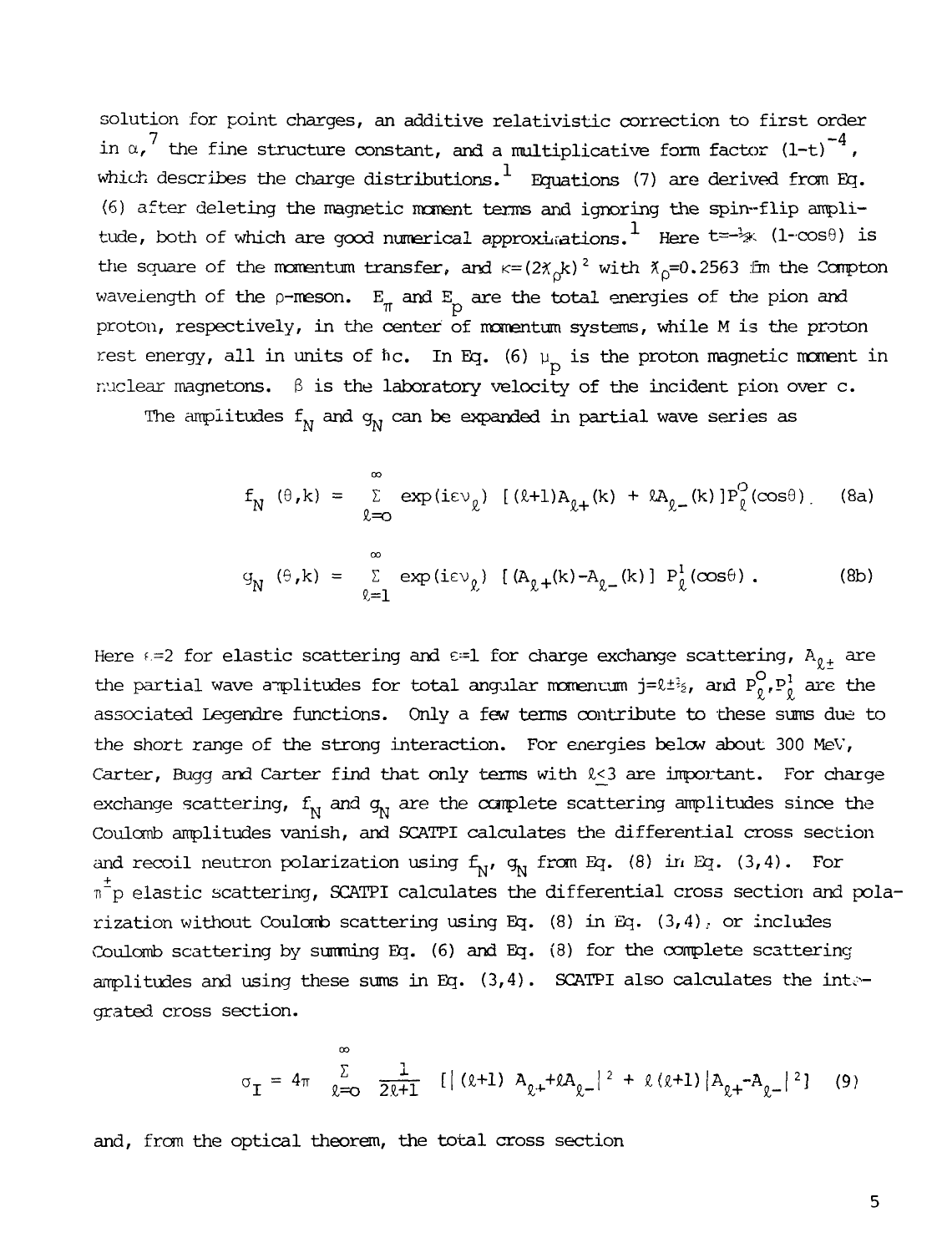solution for point charges, an additive relativistic correction to first order in $\alpha$,[7] the fine structure constant, and a multiplicative form factor $(1-t)^{-4}$, which describes the charge distributions.[1] Equations (7) are derived from Eq. (6) after deleting the magnetic moment terms and ignoring the spin-flip amplitude, both of which are good numerical approximations.[1] Here $t=-\frac{1}{2}\kappa\ (1-\cos\theta)$ is the square of the momentum transfer, and $\kappa=(2\lambda_\rho k)^2$ with $\lambda_\rho=0.2563$ fm the Compton wavelength of the $\rho$-meson. $E_\pi$ and $E_p$ are the total energies of the pion and proton, respectively, in the center of momentum systems, while M is the proton rest energy, all in units of $\hbar c$. In Eq. (6) $\mu_p$ is the proton magnetic moment in nuclear magnetons. $\beta$ is the laboratory velocity of the incident pion over c.

The amplitudes $f_N$ and $g_N$ can be expanded in partial wave series as

$$f_N\ (\theta,k)\ =\ \sum_{\ell=0}^{\infty}\ \exp(i\varepsilon\nu_\ell)\ \ [(\ell+1)A_{\ell+}(k)\ +\ \ell A_{\ell-}(k)]P^0_\ell(\cos\theta)\ . \tag{8a}$$

$$g_N\ (\theta,k)\ =\ \sum_{\ell=1}^{\infty}\ \exp(i\varepsilon\nu_\ell)\ \ [(A_{\ell+}(k)-A_{\ell-}(k)]\ \ P^1_\ell(\cos\theta)\ . \tag{8b}$$

Here $\varepsilon=2$ for elastic scattering and $\varepsilon=1$ for charge exchange scattering, $A_{\ell\pm}$ are the partial wave amplitudes for total angular momentum $j=\ell\pm\frac{1}{2}$, and $P^0_\ell, P^1_\ell$ are the associated Legendre functions. Only a few terms contribute to these sums due to the short range of the strong interaction. For energies below about 300 MeV, Carter, Bugg and Carter find that only terms with $\ell\leq3$ are important. For charge exchange scattering, $f_N$ and $g_N$ are the complete scattering amplitudes since the Coulomb amplitudes vanish, and SCATPI calculates the differential cross section and recoil neutron polarization using $f_N$, $g_N$ from Eq. (8) in Eq. (3,4). For $\pi^\pm p$ elastic scattering, SCATPI calculates the differential cross section and polarization without Coulomb scattering using Eq. (8) in Eq. (3,4), or includes Coulomb scattering by summing Eq. (6) and Eq. (8) for the complete scattering amplitudes and using these sums in Eq. (3,4). SCATPI also calculates the integrated cross section.

$$\sigma_I\ =\ 4\pi\ \sum_{\ell=0}^{\infty}\ \frac{1}{2\ell+1}\ \ [|(\ell+1)\ A_{\ell+}+\ell A_{\ell-}|^2\ +\ \ell(\ell+1)|A_{\ell+}-A_{\ell-}|^2] \tag{9}$$

and, from the optical theorem, the total cross section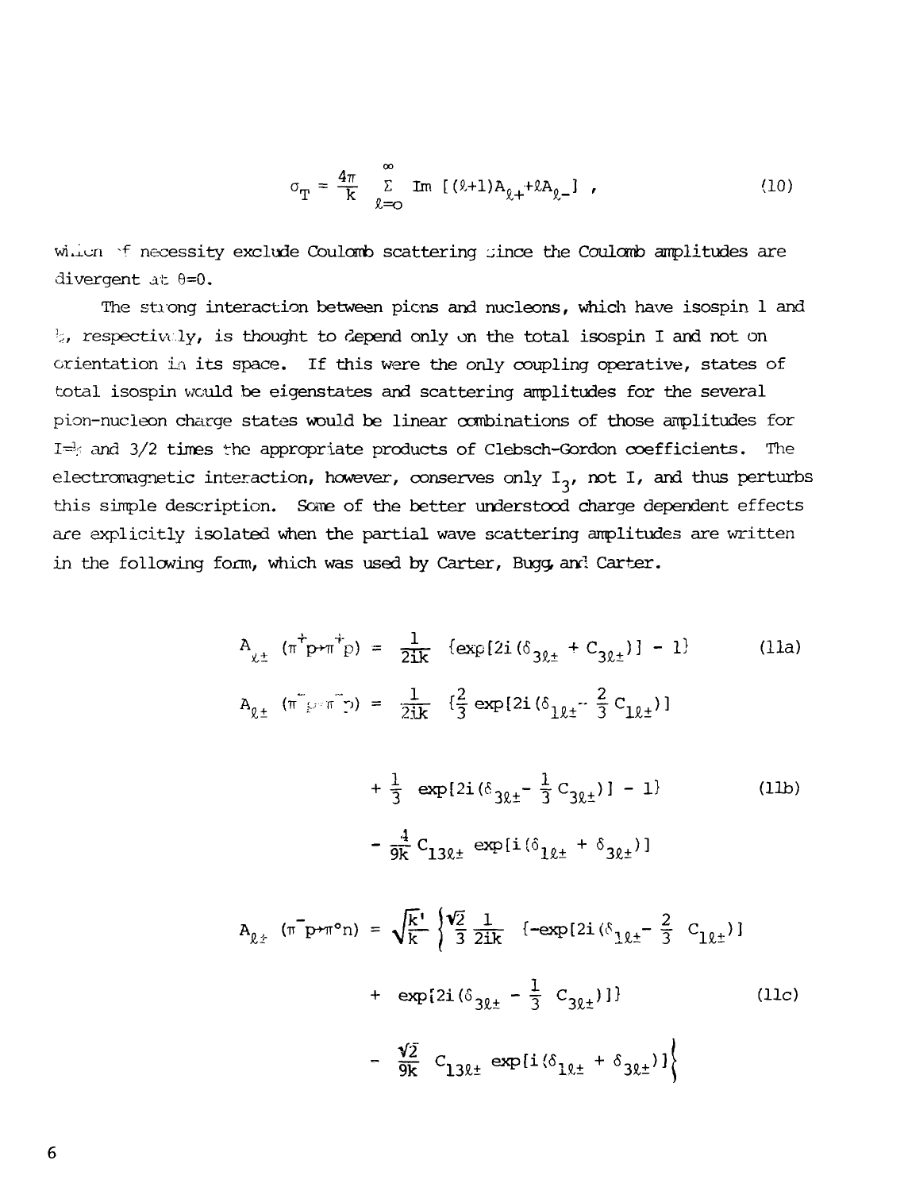$$\sigma_T = \frac{4\pi}{k} \sum_{\ell=0}^{\infty} \text{Im}\,[(\ell+1)A_{\ell+} + \ell A_{\ell-}] \;, \tag{10}$$

which of necessity exclude Coulomb scattering since the Coulomb amplitudes are divergent at $\theta=0$.

The strong interaction between pions and nucleons, which have isospin 1 and ½, respectively, is thought to depend only on the total isospin I and not on orientation in its space. If this were the only coupling operative, states of total isospin would be eigenstates and scattering amplitudes for the several pion-nucleon charge states would be linear combinations of those amplitudes for I=½ and 3/2 times the appropriate products of Clebsch-Gordon coefficients. The electromagnetic interaction, however, conserves only $I_3$, not I, and thus perturbs this simple description. Some of the better understood charge dependent effects are explicitly isolated when the partial wave scattering amplitudes are written in the following form, which was used by Carter, Bugg, and Carter.

$$A_{\ell\pm}\;(\pi^+p\to\pi^+p) = \frac{1}{2ik}\;\{\exp[2i(\delta_{3\ell\pm} + C_{3\ell\pm})] - 1\} \tag{11a}$$

$$\begin{aligned} A_{\ell\pm}\;(\pi^-p\to\pi^-p) = \frac{1}{2ik}\;&\{\tfrac{2}{3}\exp[2i(\delta_{1\ell\pm} - \tfrac{2}{3}C_{1\ell\pm})] \\ &+ \tfrac{1}{3}\;\exp[2i(\delta_{3\ell\pm} - \tfrac{1}{3}C_{3\ell\pm})] - 1\} \\ &- \frac{4}{9k}C_{13\ell\pm}\;\exp[i(\delta_{1\ell\pm} + \delta_{3\ell\pm})] \end{aligned} \tag{11b}$$

$$\begin{aligned} A_{\ell\pm}\;(\pi^-p\to\pi^\circ n) = \sqrt{\frac{k'}{k}}\;\Bigg\{&\frac{\sqrt{2}}{3}\frac{1}{2ik}\;\{-\exp[2i(\delta_{1\ell\pm} - \tfrac{2}{3}\;C_{1\ell\pm})] \\ &+ \exp[2i(\delta_{3\ell\pm} - \tfrac{1}{3}\;C_{3\ell\pm})]\} \\ &- \frac{\sqrt{2}}{9k}\;C_{13\ell\pm}\;\exp[i(\delta_{1\ell\pm} + \delta_{3\ell\pm})]\Bigg\} \end{aligned} \tag{11c}$$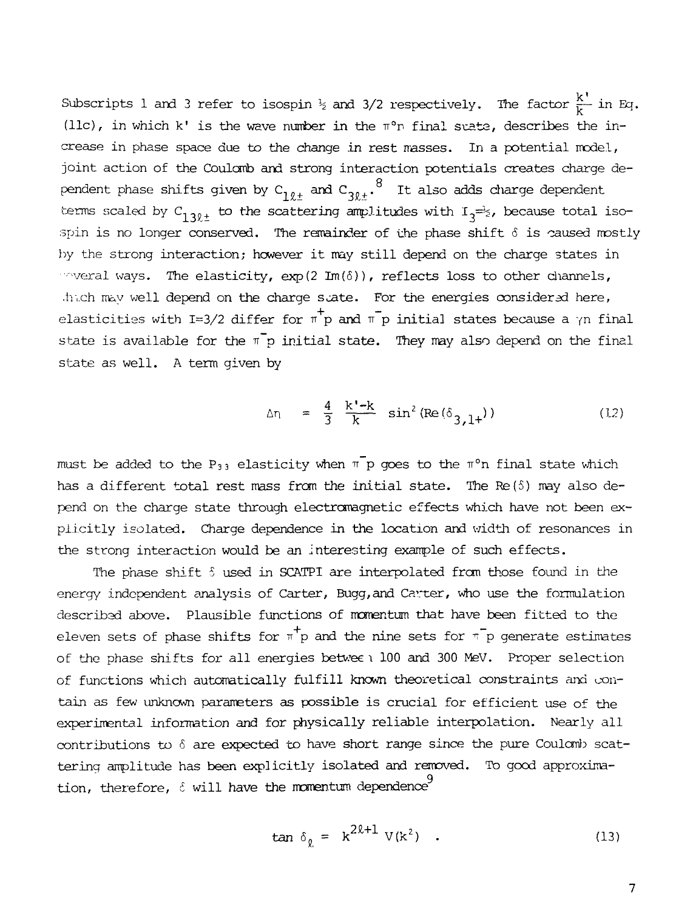Subscripts 1 and 3 refer to isospin ½ and 3/2 respectively. The factor $\frac{k'}{k}$ in Eq. (11c), in which k' is the wave number in the $\pi^\circ n$ final state, describes the increase in phase space due to the change in rest masses. In a potential model, joint action of the Coulomb and strong interaction potentials creates charge dependent phase shifts given by $C_{1\ell\pm}$ and $C_{3\ell\pm}$.[8] It also adds charge dependent terms scaled by $C_{13\ell\pm}$ to the scattering amplitudes with $I_3=\frac{1}{2}$, because total isospin is no longer conserved. The remainder of the phase shift $\delta$ is caused mostly by the strong interaction; however it may still depend on the charge states in several ways. The elasticity, $\exp(2\ \mathrm{Im}(\delta))$, reflects loss to other channels, which may well depend on the charge state. For the energies considered here, elasticities with I=3/2 differ for $\pi^+p$ and $\pi^-p$ initial states because a $\gamma n$ final state is available for the $\pi^-p$ initial state. They may also depend on the final state as well. A term given by

$$\Delta\eta = \frac{4}{3}\ \frac{k'-k}{k}\ \sin^2(\mathrm{Re}(\delta_{3,1+})) \tag{12}$$

must be added to the $P_{33}$ elasticity when $\pi^-p$ goes to the $\pi^\circ n$ final state which has a different total rest mass from the initial state. The Re($\delta$) may also depend on the charge state through electromagnetic effects which have not been explicitly isolated. Charge dependence in the location and width of resonances in the strong interaction would be an interesting example of such effects.

The phase shift $\delta$ used in SCATPI are interpolated from those found in the energy independent analysis of Carter, Bugg, and Carter, who use the formulation described above. Plausible functions of momentum that have been fitted to the eleven sets of phase shifts for $\pi^+p$ and the nine sets for $\pi^-p$ generate estimates of the phase shifts for all energies between 100 and 300 MeV. Proper selection of functions which automatically fulfill known theoretical constraints and contain as few unknown parameters as possible is crucial for efficient use of the experimental information and for physically reliable interpolation. Nearly all contributions to $\delta$ are expected to have short range since the pure Coulomb scattering amplitude has been explicitly isolated and removed. To good approximation, therefore, $\delta$ will have the momentum dependence[9]

$$\tan\delta_\ell = k^{2\ell+1}\,V(k^2) \quad . \tag{13}$$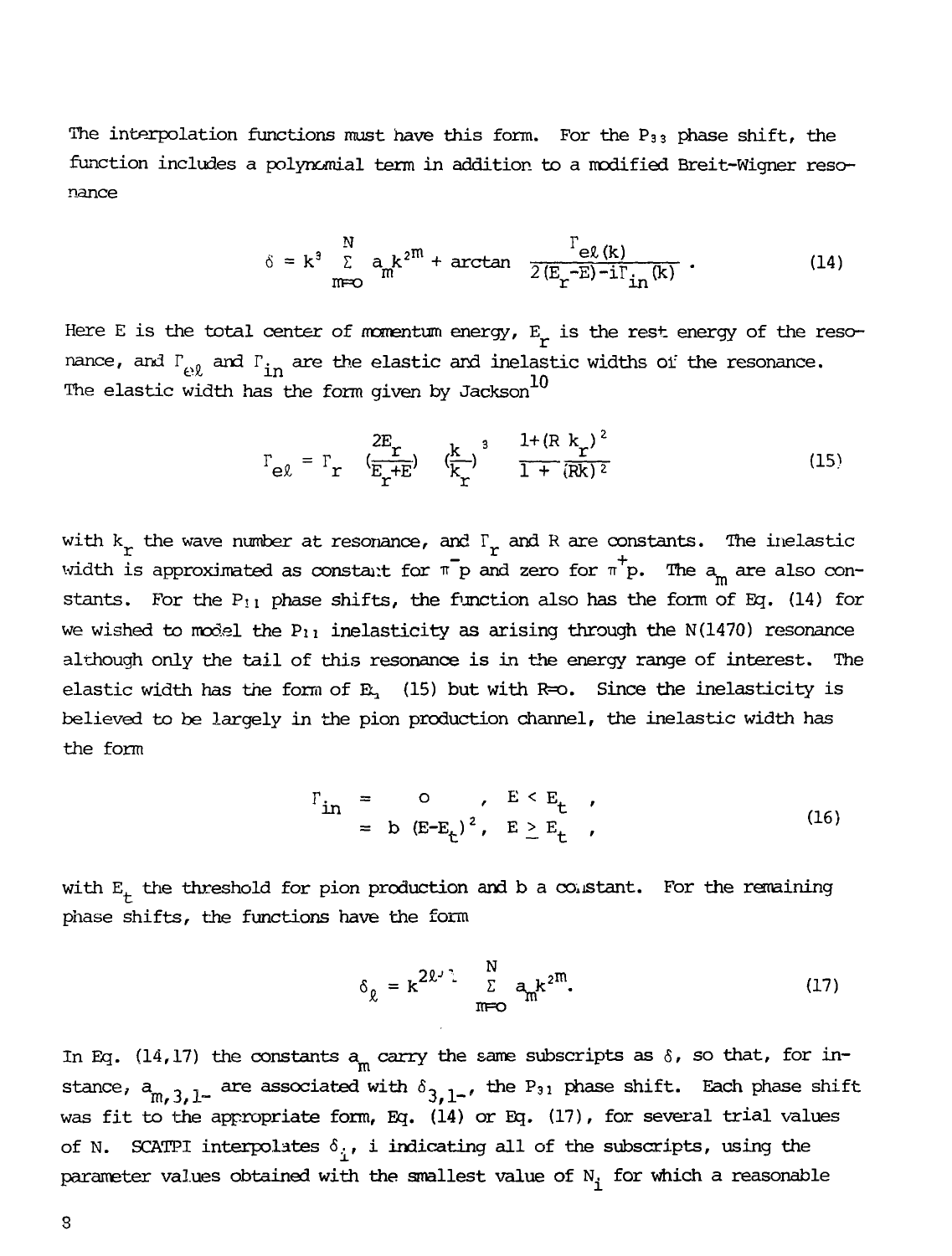The interpolation functions must have this form. For the $P_{33}$ phase shift, the function includes a polynomial term in addition to a modified Breit-Wigner resonance

$$\delta = k^3 \sum_{m=0}^{N} a_m k^{2m} + \arctan \frac{\Gamma_{e\ell}(k)}{2(E_r - E) - i\Gamma_{in}(k)} . \tag{14}$$

Here E is the total center of momentum energy, $E_r$ is the rest energy of the resonance, and $\Gamma_{e\ell}$ and $\Gamma_{in}$ are the elastic and inelastic widths of the resonance. The elastic width has the form given by Jackson[10]

$$\Gamma_{e\ell} = \Gamma_r \left(\frac{2E_r}{E_r + E}\right) \left(\frac{k}{k_r}\right)^3 \frac{1 + (R\,k_r)^2}{1 + (Rk)^2} \tag{15}$$

with $k_r$ the wave number at resonance, and $\Gamma_r$ and R are constants. The inelastic width is approximated as constant for $\pi^- p$ and zero for $\pi^+ p$. The $a_m$ are also constants. For the $P_{11}$ phase shifts, the function also has the form of Eq. (14) for we wished to model the $P_{11}$ inelasticity as arising through the N(1470) resonance although only the tail of this resonance is in the energy range of interest. The elastic width has the form of Eq. (15) but with R=o. Since the inelasticity is believed to be largely in the pion production channel, the inelastic width has the form

$$\begin{aligned} \Gamma_{in} &= \quad 0 \quad\quad\;\; , \quad E < E_t \;, \\ &= b\;(E - E_t)^2 , \quad E \geq E_t \;, \end{aligned} \tag{16}$$

with $E_t$ the threshold for pion production and b a constant. For the remaining phase shifts, the functions have the form

$$\delta_\ell = k^{2\ell+1} \sum_{m=0}^{N} a_m k^{2m} . \tag{17}$$

In Eq. (14,17) the constants $a_m$ carry the same subscripts as $\delta$, so that, for instance, $a_{m,3,1-}$ are associated with $\delta_{3,1-}$, the $P_{31}$ phase shift. Each phase shift was fit to the appropriate form, Eq. (14) or Eq. (17), for several trial values of N. SCATPI interpolates $\delta_i$, i indicating all of the subscripts, using the parameter values obtained with the smallest value of $N_i$ for which a reasonable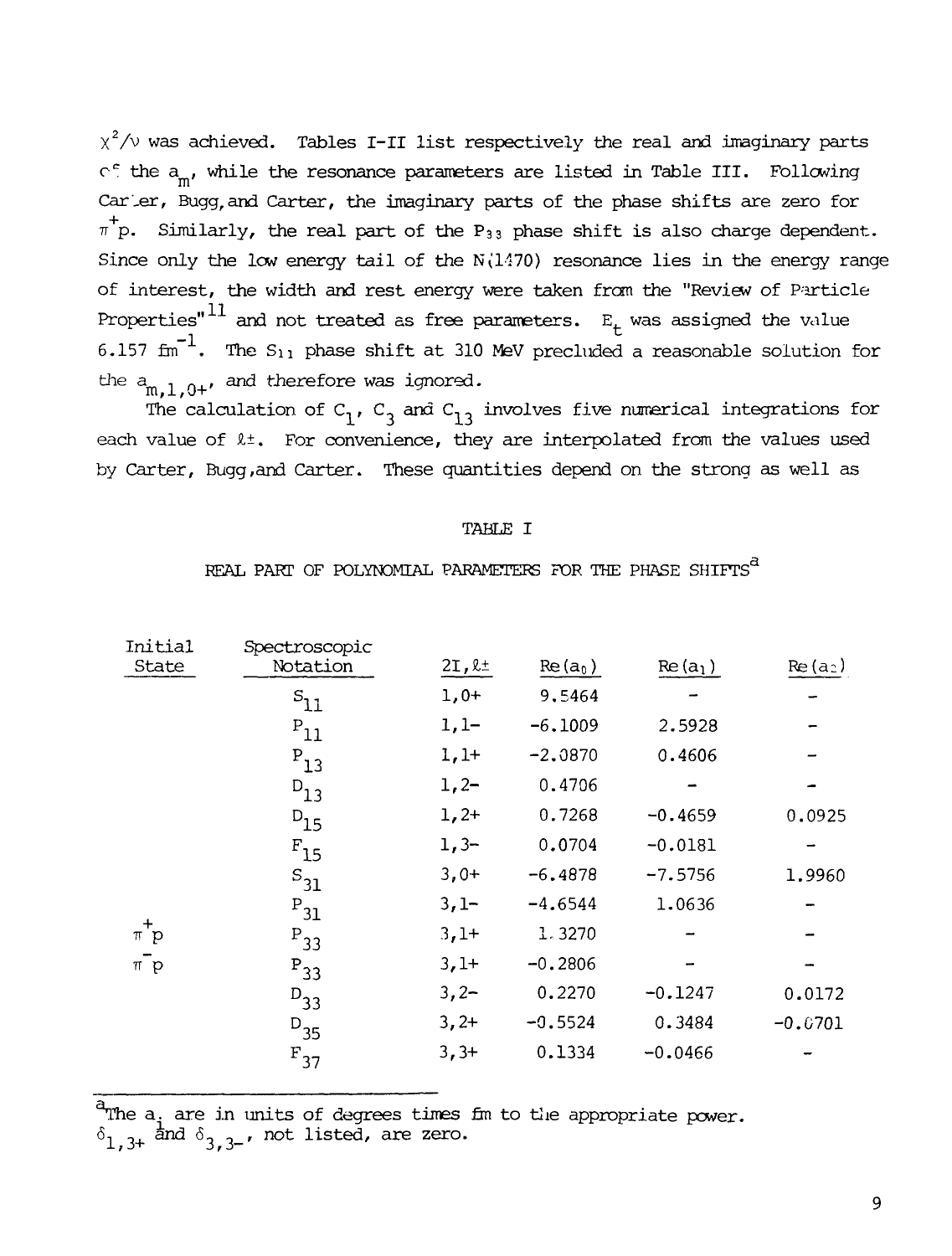$\chi^2/\nu$ was achieved. Tables I-II list respectively the real and imaginary parts of the $a_m$, while the resonance parameters are listed in Table III. Following Carter, Bugg, and Carter, the imaginary parts of the phase shifts are zero for $\pi^+p$. Similarly, the real part of the $P_{33}$ phase shift is also charge dependent. Since only the low energy tail of the N(1470) resonance lies in the energy range of interest, the width and rest energy were taken from the "Review of Particle Properties"[11] and not treated as free parameters. $E_t$ was assigned the value 6.157 $fm^{-1}$. The $S_{11}$ phase shift at 310 MeV precluded a reasonable solution for the $a_{m,1,0+}$, and therefore was ignored.

The calculation of $C_1$, $C_3$ and $C_{13}$ involves five numerical integrations for each value of $\ell\pm$. For convenience, they are interpolated from the values used by Carter, Bugg, and Carter. These quantities depend on the strong as well as

TABLE I

REAL PART OF POLYNOMIAL PARAMETERS FOR THE PHASE SHIFTS[a]

| Initial State | Spectroscopic Notation | $2I,\ell\pm$ | $Re(a_0)$ | $Re(a_1)$ | $Re(a_2)$ |
|---|---|---|---|---|---|
| | $S_{11}$ | 1,0+ | 9.5464 | - | - |
| | $P_{11}$ | 1,1- | -6.1009 | 2.5928 | - |
| | $P_{13}$ | 1,1+ | -2.0870 | 0.4606 | - |
| | $D_{13}$ | 1,2- | 0.4706 | - | - |
| | $D_{15}$ | 1,2+ | 0.7268 | -0.4659 | 0.0925 |
| | $F_{15}$ | 1,3- | 0.0704 | -0.0181 | - |
| | $S_{31}$ | 3,0+ | -6.4878 | -7.5756 | 1.9960 |
| | $P_{31}$ | 3,1- | -4.6544 | 1.0636 | - |
| $\pi^+p$ | $P_{33}$ | 3,1+ | 1.3270 | - | - |
| $\pi^-p$ | $P_{33}$ | 3,1+ | -0.2806 | - | - |
| | $D_{33}$ | 3,2- | 0.2270 | -0.1247 | 0.0172 |
| | $D_{35}$ | 3,2+ | -0.5524 | 0.3484 | -0.0701 |
| | $F_{37}$ | 3,3+ | 0.1334 | -0.0466 | - |

[a]The $a_i$ are in units of degrees times fm to the appropriate power. $\delta_{1,3+}$ and $\delta_{3,3-}$, not listed, are zero.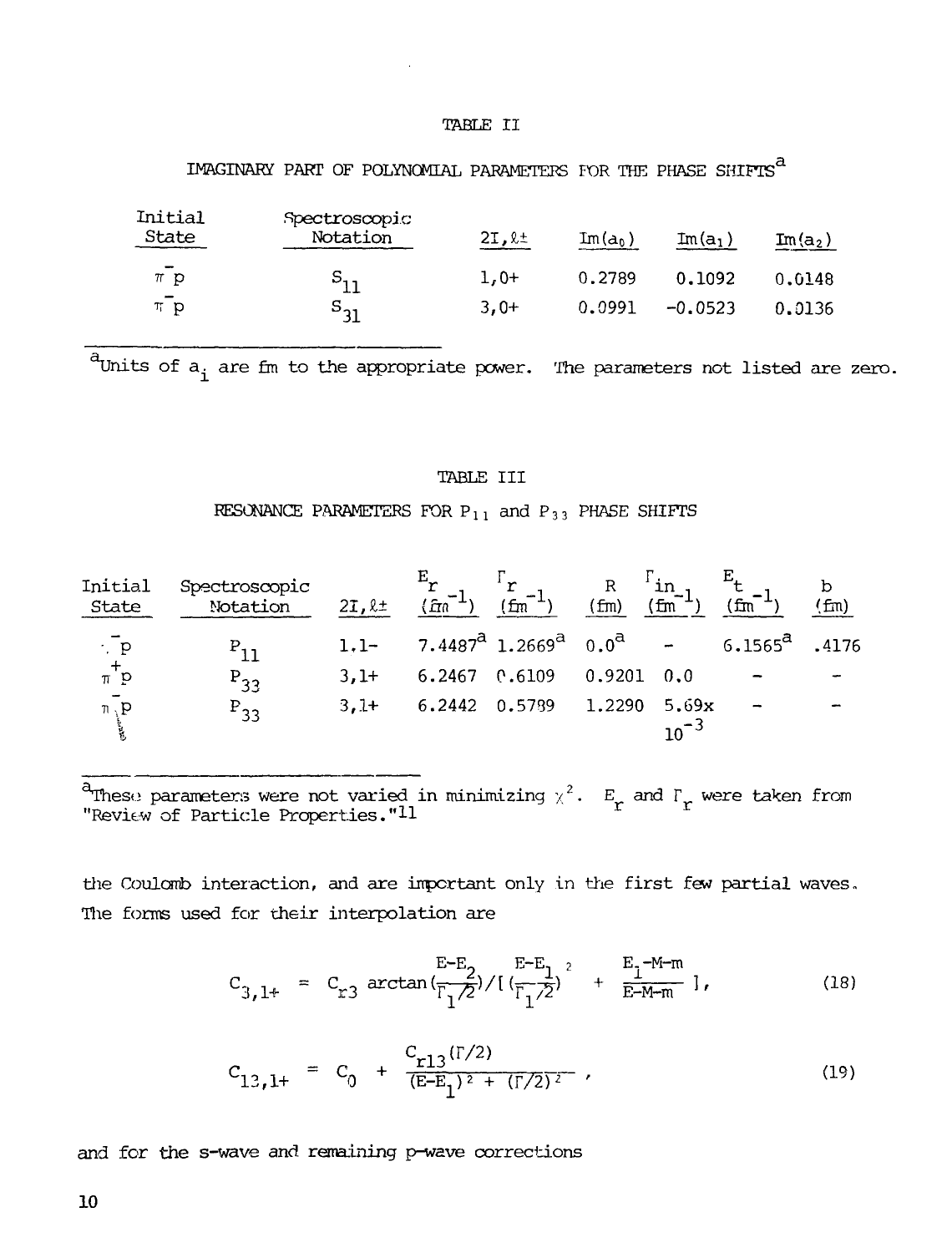TABLE II

IMAGINARY PART OF POLYNOMIAL PARAMETERS FOR THE PHASE SHIFTS[a]

| Initial State | Spectroscopic Notation | $2I, \ell\pm$ | $\mathrm{Im}(a_0)$ | $\mathrm{Im}(a_1)$ | $\mathrm{Im}(a_2)$ |
|---|---|---|---|---|---|
| $\pi^- p$ | $S_{11}$ | 1,0+ | 0.2789 | 0.1092 | 0.0148 |
| $\pi^- p$ | $S_{31}$ | 3,0+ | 0.0991 | −0.0523 | 0.0136 |

[a]Units of $a_i$ are fm to the appropriate power. The parameters not listed are zero.

TABLE III

RESONANCE PARAMETERS FOR $P_{11}$ and $P_{33}$ PHASE SHIFTS

| Initial State | Spectroscopic Notation | $2I, \ell\pm$ | $E_r$ ($fm^{-1}$) | $\Gamma_r$ ($fm^{-1}$) | R (fm) | $\Gamma_{in}$ ($fm^{-1}$) | $E_t$ ($fm^{-1}$) | b (fm) |
|---|---|---|---|---|---|---|---|---|
| $\pi^- p$ | $P_{11}$ | 1,1− | 7.4487[a] | 1.2669[a] | 0.0[a] | - | 6.1565[a] | .4176 |
| $\pi^+ p$ | $P_{33}$ | 3,1+ | 6.2467 | 0.6109 | 0.9201 | 0.0 | - | - |
| $\pi^- p$ | $P_{33}$ | 3,1+ | 6.2442 | 0.5789 | 1.2290 | $5.69 \times 10^{-3}$ | - | - |

[a]These parameters were not varied in minimizing $\chi^2$. $E_r$ and $\Gamma_r$ were taken from "Review of Particle Properties."[11]

the Coulomb interaction, and are important only in the first few partial waves. The forms used for their interpolation are

$$C_{3,1+} = C_{r3} \arctan\left(\frac{E-E_2}{\Gamma_1/2}\right) / \left[ \left(\frac{E-E_1}{\Gamma_1/2}\right)^2 + \frac{E_1-M-m}{E-M-m} \right], \tag{18}$$

$$C_{13,1+} = C_0 + \frac{C_{r13}(\Gamma/2)}{(E-E_1)^2 + (\Gamma/2)^2}, \tag{19}$$

and for the s-wave and remaining p-wave corrections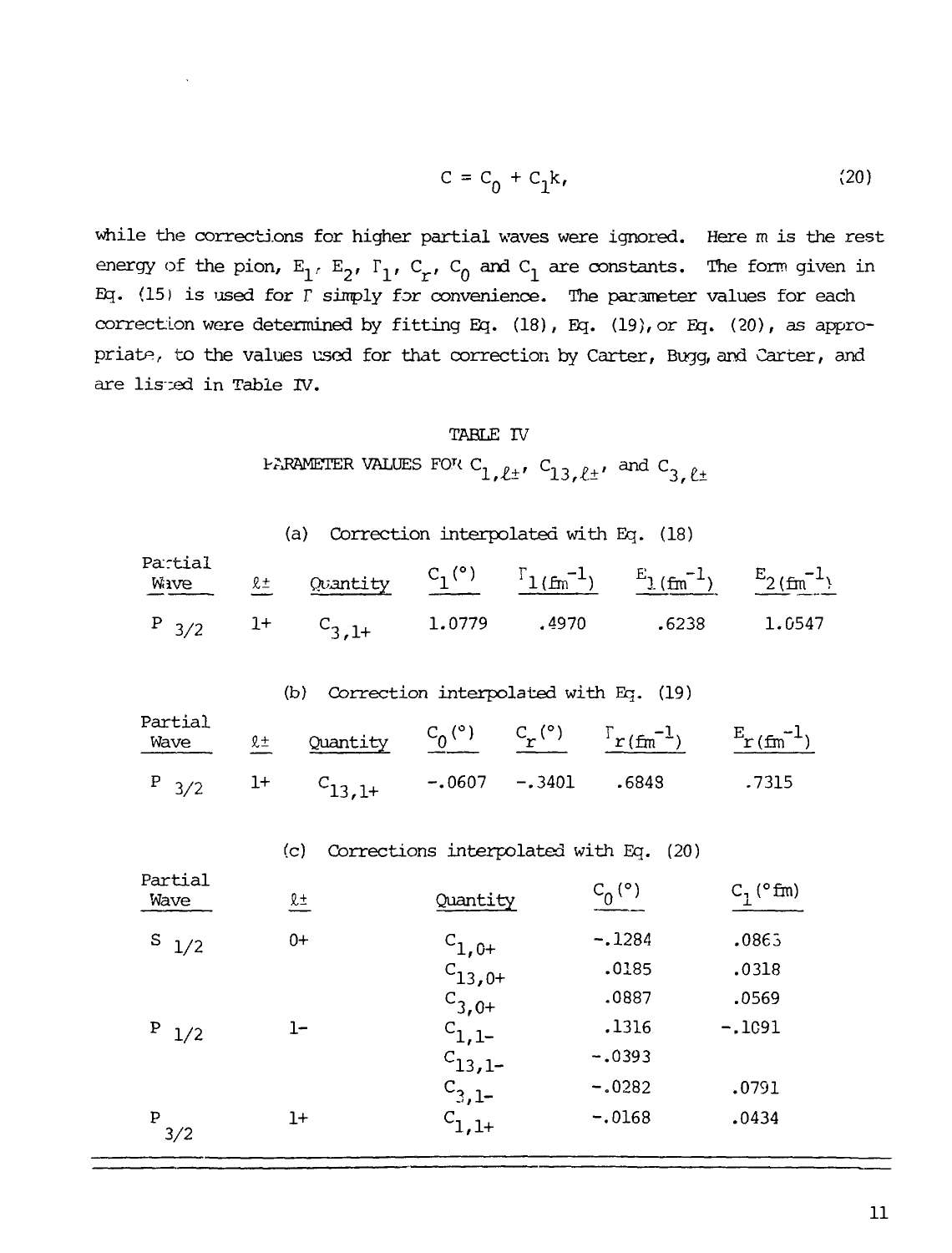$$C = C_0 + C_1 k, \tag{20}$$

while the corrections for higher partial waves were ignored. Here m is the rest energy of the pion, $E_1$, $E_2$, $\Gamma_1$, $C_r$, $C_0$ and $C_1$ are constants. The form given in Eq. (15) is used for $\Gamma$ simply for convenience. The parameter values for each correction were determined by fitting Eq. (18), Eq. (19), or Eq. (20), as appropriate, to the values used for that correction by Carter, Bugg, and Carter, and are listed in Table IV.

TABLE IV

PARAMETER VALUES FOR $C_{1,\ell\pm}$, $C_{13,\ell\pm}$, and $C_{3,\ell\pm}$

(a) Correction interpolated with Eq. (18)

| Partial Wave | $\ell\pm$ | Quantity | $C_1(°)$ | $\Gamma_1(\text{fm}^{-1})$ | $E_1(\text{fm}^{-1})$ | $E_2(\text{fm}^{-1})$ |
|---|---|---|---|---|---|---|
| $P_{3/2}$ | 1+ | $C_{3,1+}$ | 1.0779 | .4970 | .6238 | 1.0547 |

(b) Correction interpolated with Eq. (19)

| Partial Wave | $\ell\pm$ | Quantity | $C_0(°)$ | $C_r(°)$ | $\Gamma_r(\text{fm}^{-1})$ | $E_r(\text{fm}^{-1})$ |
|---|---|---|---|---|---|---|
| $P_{3/2}$ | 1+ | $C_{13,1+}$ | -.0607 | -.3401 | .6848 | .7315 |

(c) Corrections interpolated with Eq. (20)

| Partial Wave | $\ell\pm$ | Quantity | $C_0(°)$ | $C_1(°\text{fm})$ |
|---|---|---|---|---|
| $S_{1/2}$ | 0+ | $C_{1,0+}$ | -.1284 | .0863 |
| | | $C_{13,0+}$ | .0185 | .0318 |
| | | $C_{3,0+}$ | .0887 | .0569 |
| $P_{1/2}$ | 1- | $C_{1,1-}$ | .1316 | -.1091 |
| | | $C_{13,1-}$ | -.0393 | |
| | | $C_{3,1-}$ | -.0282 | .0791 |
| $P_{3/2}$ | 1+ | $C_{1,1+}$ | -.0168 | .0434 |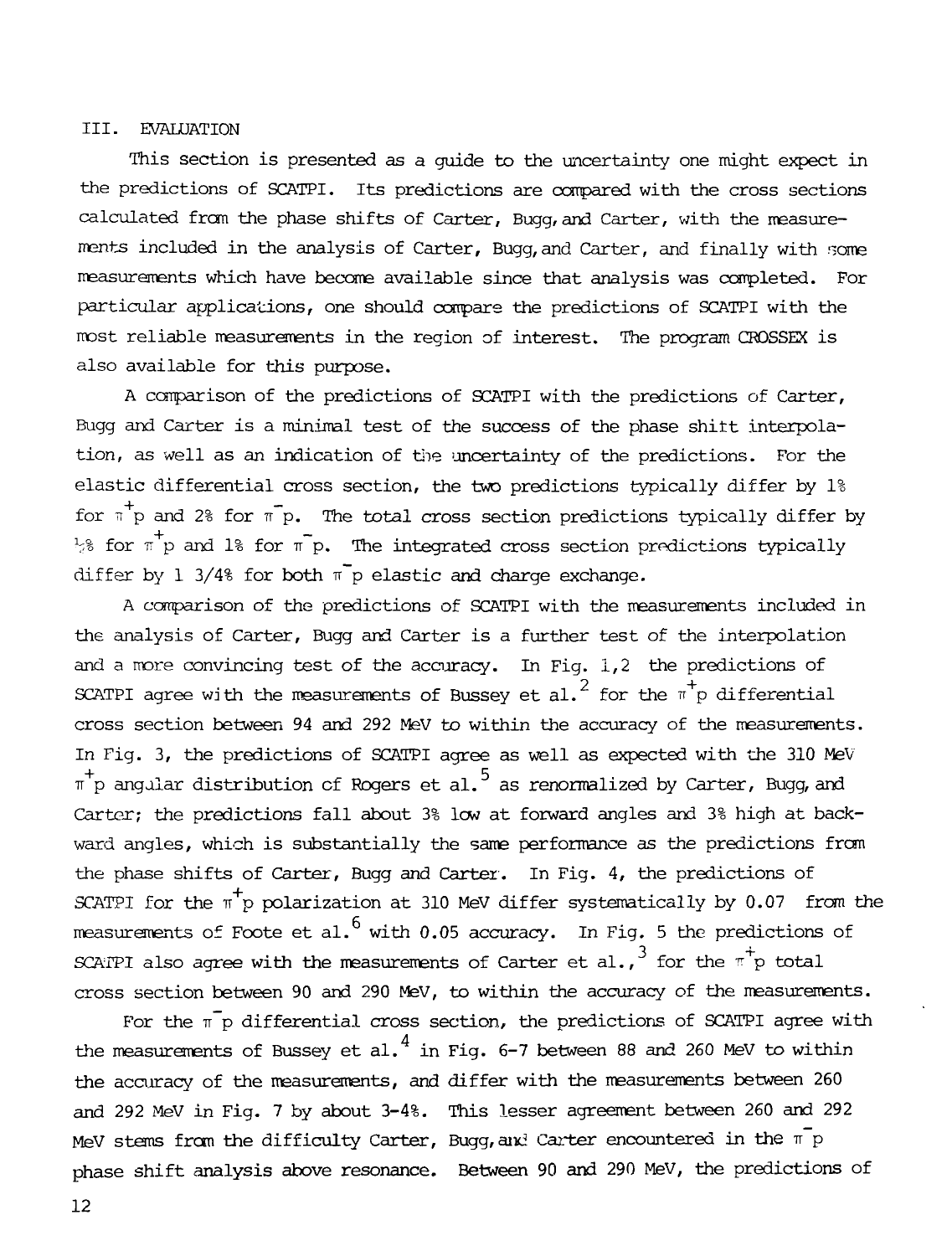## III. EVALUATION

This section is presented as a guide to the uncertainty one might expect in the predictions of SCATPI. Its predictions are compared with the cross sections calculated from the phase shifts of Carter, Bugg, and Carter, with the measurements included in the analysis of Carter, Bugg, and Carter, and finally with some measurements which have become available since that analysis was completed. For particular applications, one should compare the predictions of SCATPI with the most reliable measurements in the region of interest. The program CROSSEX is also available for this purpose.

A comparison of the predictions of SCATPI with the predictions of Carter, Bugg and Carter is a minimal test of the success of the phase shift interpolation, as well as an indication of the uncertainty of the predictions. For the elastic differential cross section, the two predictions typically differ by 1% for $\pi^+p$ and 2% for $\pi^-p$. The total cross section predictions typically differ by ½% for $\pi^+p$ and 1% for $\pi^-p$. The integrated cross section predictions typically differ by 1 3/4% for both $\pi^-p$ elastic and charge exchange.

A comparison of the predictions of SCATPI with the measurements included in the analysis of Carter, Bugg and Carter is a further test of the interpolation and a more convincing test of the accuracy. In Fig. 1,2 the predictions of SCATPI agree with the measurements of Bussey et al.[2] for the $\pi^+p$ differential cross section between 94 and 292 MeV to within the accuracy of the measurements. In Fig. 3, the predictions of SCATPI agree as well as expected with the 310 MeV $\pi^+p$ angular distribution of Rogers et al.[5] as renormalized by Carter, Bugg, and Carter; the predictions fall about 3% low at forward angles and 3% high at backward angles, which is substantially the same performance as the predictions from the phase shifts of Carter, Bugg and Carter. In Fig. 4, the predictions of SCATPI for the $\pi^+p$ polarization at 310 MeV differ systematically by 0.07 from the measurements of Foote et al.[6] with 0.05 accuracy. In Fig. 5 the predictions of SCATPI also agree with the measurements of Carter et al.,[3] for the $\pi^+p$ total cross section between 90 and 290 MeV, to within the accuracy of the measurements.

For the $\pi^-p$ differential cross section, the predictions of SCATPI agree with the measurements of Bussey et al.[4] in Fig. 6-7 between 88 and 260 MeV to within the accuracy of the measurements, and differ with the measurements between 260 and 292 MeV in Fig. 7 by about 3-4%. This lesser agreement between 260 and 292 MeV stems from the difficulty Carter, Bugg, and Carter encountered in the $\pi^-p$ phase shift analysis above resonance. Between 90 and 290 MeV, the predictions of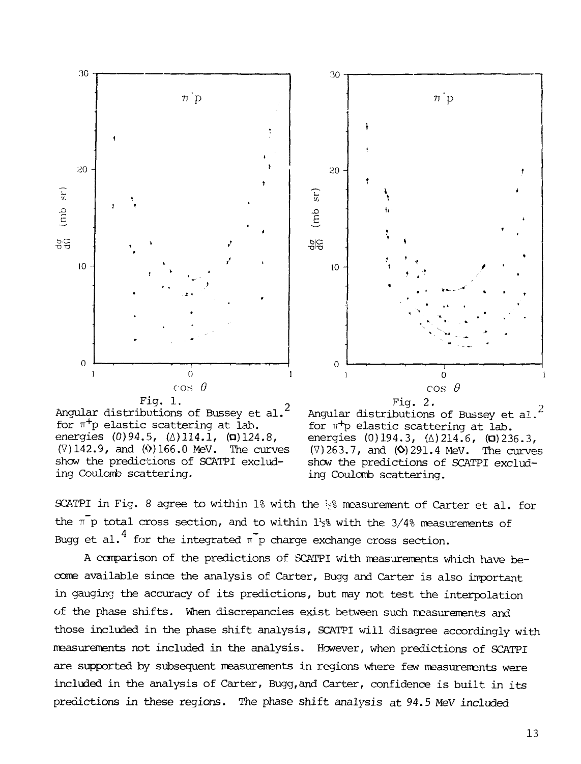Fig. 1.
Angular distributions of Bussey et al.[2] for $\pi^+p$ elastic scattering at lab. energies (O)94.5, (△)114.1, (□)124.8, (▽)142.9, and (◇)166.0 MeV. The curves show the predictions of SCATPI excluding Coulomb scattering.

Fig. 2.
Angular distributions of Bussey et al.[2] for $\pi^+p$ elastic scattering at lab. energies (O)194.3, (△)214.6, (□)236.3, (▽)263.7, and (◇)291.4 MeV. The curves show the predictions of SCATPI excluding Coulomb scattering.

SCATPI in Fig. 8 agree to within 1% with the ½% measurement of Carter et al. for the $\pi^-p$ total cross section, and to within 1½% with the 3/4% measurements of Bugg et al.[4] for the integrated $\pi^-p$ charge exchange cross section.

A comparison of the predictions of SCATPI with measurements which have become available since the analysis of Carter, Bugg and Carter is also important in gauging the accuracy of its predictions, but may not test the interpolation of the phase shifts. When discrepancies exist between such measurements and those included in the phase shift analysis, SCATPI will disagree accordingly with measurements not included in the analysis. However, when predictions of SCATPI are supported by subsequent measurements in regions where few measurements were included in the analysis of Carter, Bugg, and Carter, confidence is built in its predictions in these regions. The phase shift analysis at 94.5 MeV included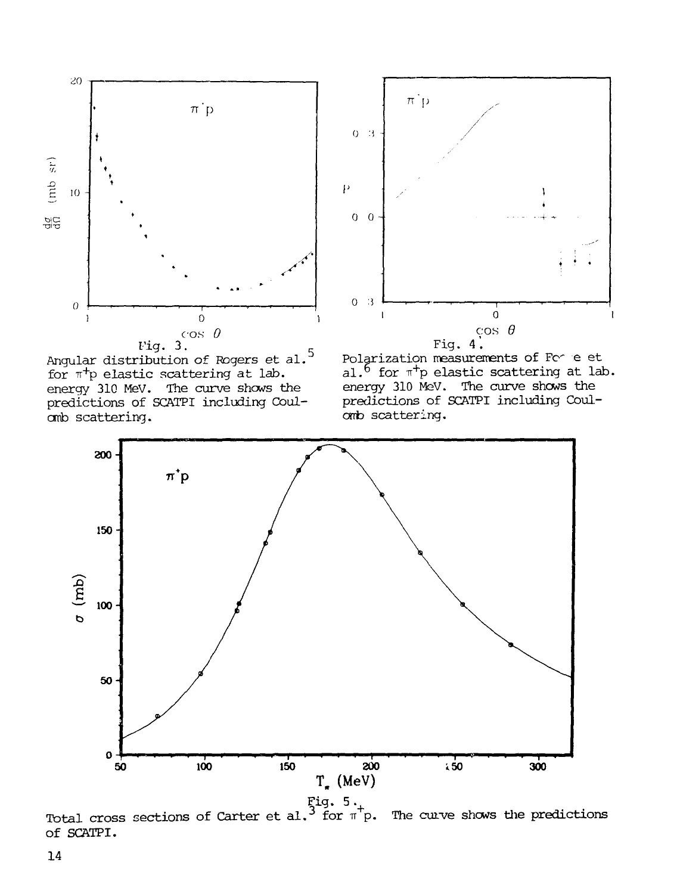Fig. 3.
Angular distribution of Rogers et al.[5] for $\pi^+p$ elastic scattering at lab. energy 310 MeV. The curve shows the predictions of SCATPI including Coulomb scattering.

Fig. 4.
Polarization measurements of Fo e et al.[6] for $\pi^+p$ elastic scattering at lab. energy 310 MeV. The curve shows the predictions of SCATPI including Coulomb scattering.

Fig. 5.
Total cross sections of Carter et al.[3] for $\pi^+p$. The curve shows the predictions of SCATPI.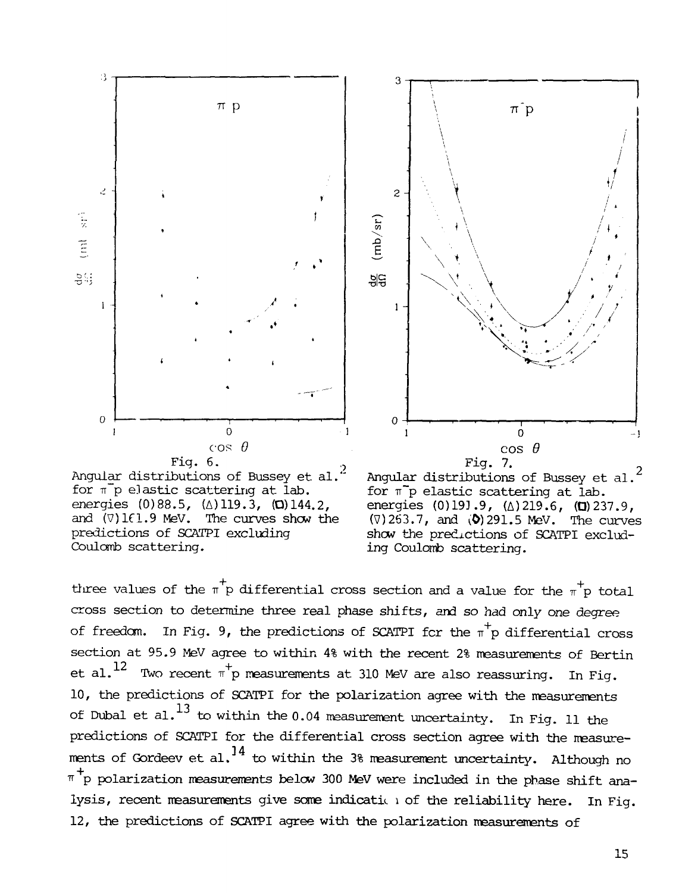Fig. 6.
Angular distributions of Bussey et al.[2] for $\pi^-p$ elastic scattering at lab. energies (O)88.5, (Δ)119.3, (□)144.2, and (∇)161.9 MeV. The curves show the predictions of SCATPI excluding Coulomb scattering.

Fig. 7.
Angular distributions of Bussey et al.[2] for $\pi^-p$ elastic scattering at lab. energies (O)191.9, (Δ)219.6, (□)237.9, (∇)263.7, and (◊)291.5 MeV. The curves show the predictions of SCATPI excluding Coulomb scattering.

three values of the $\pi^+p$ differential cross section and a value for the $\pi^+p$ total cross section to determine three real phase shifts, and so had only one degree of freedom. In Fig. 9, the predictions of SCATPI for the $\pi^+p$ differential cross section at 95.9 MeV agree to within 4% with the recent 2% measurements of Bertin et al.[12] Two recent $\pi^+p$ measurements at 310 MeV are also reassuring. In Fig. 10, the predictions of SCATPI for the polarization agree with the measurements of Dubal et al.[13] to within the 0.04 measurement uncertainty. In Fig. 11 the predictions of SCATPI for the differential cross section agree with the measurements of Gordeev et al.[14] to within the 3% measurement uncertainty. Although no $\pi^+p$ polarization measurements below 300 MeV were included in the phase shift analysis, recent measurements give some indication of the reliability here. In Fig. 12, the predictions of SCATPI agree with the polarization measurements of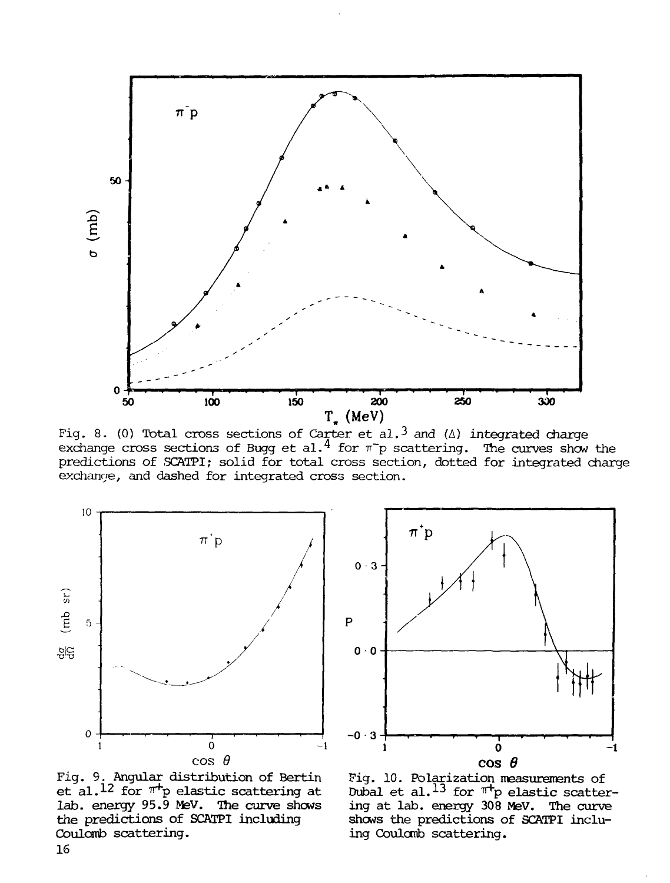Fig. 8. (0) Total cross sections of Carter et al.[3] and (Δ) integrated charge exchange cross sections of Bugg et al.[4] for $\pi^-p$ scattering. The curves show the predictions of SCATPI; solid for total cross section, dotted for integrated charge exchange, and dashed for integrated cross section.

Fig. 9. Angular distribution of Bertin et al.[12] for $\pi^+p$ elastic scattering at lab. energy 95.9 MeV. The curve shows the predictions of SCATPI including Coulomb scattering.

Fig. 10. Polarization measurements of Dubal et al.[13] for $\pi^+p$ elastic scattering at lab. energy 308 MeV. The curve shows the predictions of SCATPI including Coulomb scattering.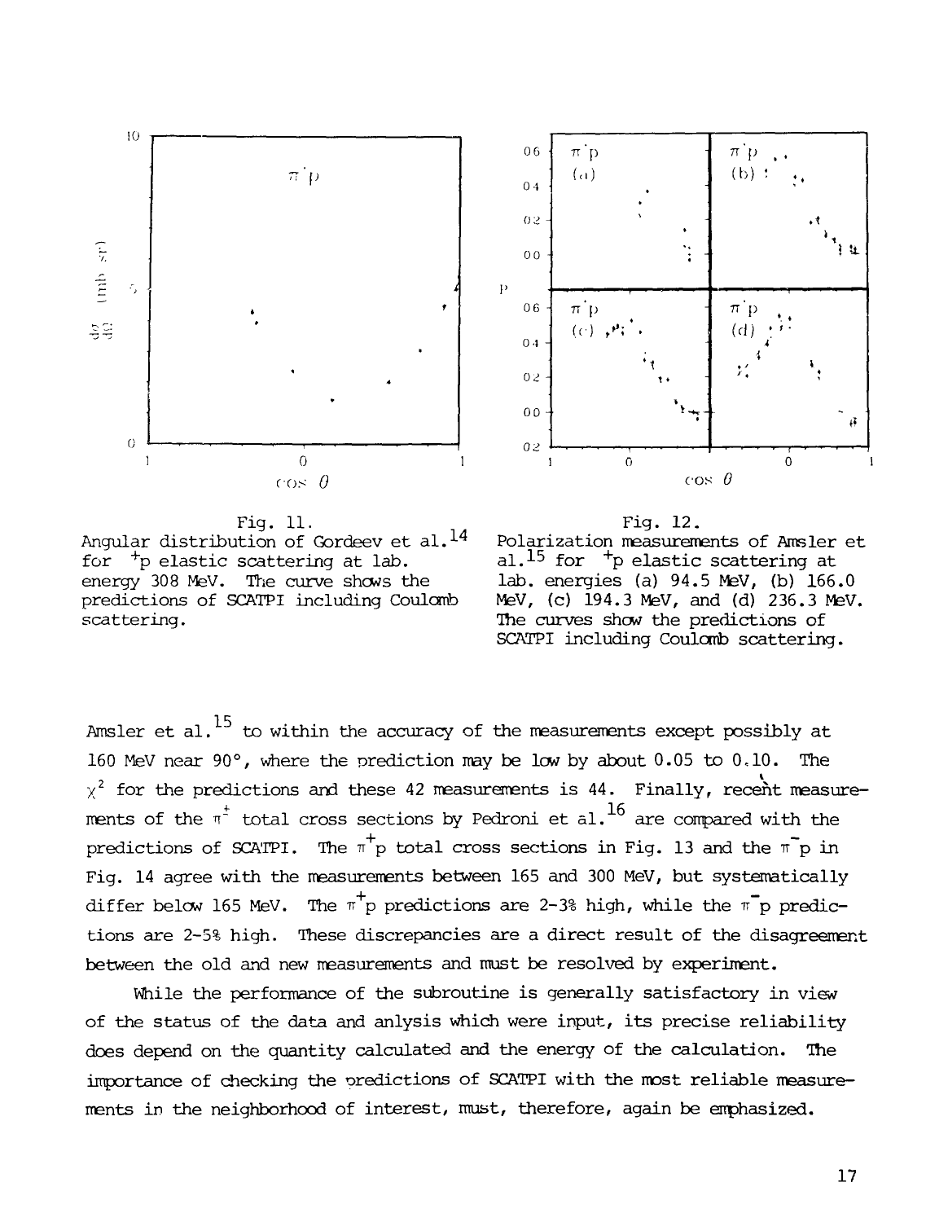Fig. 11.
Angular distribution of Gordeev et al.[14] for $\pi^+p$ elastic scattering at lab. energy 308 MeV. The curve shows the predictions of SCATPI including Coulomb scattering.

Fig. 12.
Polarization measurements of Amsler et al.[15] for $\pi^+p$ elastic scattering at lab. energies (a) 94.5 MeV, (b) 166.0 MeV, (c) 194.3 MeV, and (d) 236.3 MeV. The curves show the predictions of SCATPI including Coulomb scattering.

Amsler et al.[15] to within the accuracy of the measurements except possibly at 160 MeV near 90°, where the prediction may be low by about 0.05 to 0.10. The $\chi^2$ for the predictions and these 42 measurements is 44. Finally, recent measurements of the $\pi^{\pm}$ total cross sections by Pedroni et al.[16] are compared with the predictions of SCATPI. The $\pi^+p$ total cross sections in Fig. 13 and the $\pi^-p$ in Fig. 14 agree with the measurements between 165 and 300 MeV, but systematically differ below 165 MeV. The $\pi^+p$ predictions are 2-3% high, while the $\pi^-p$ predictions are 2-5% high. These discrepancies are a direct result of the disagreement between the old and new measurements and must be resolved by experiment.

While the performance of the subroutine is generally satisfactory in view of the status of the data and anlysis which were input, its precise reliability does depend on the quantity calculated and the energy of the calculation. The importance of checking the predictions of SCATPI with the most reliable measurements in the neighborhood of interest, must, therefore, again be emphasized.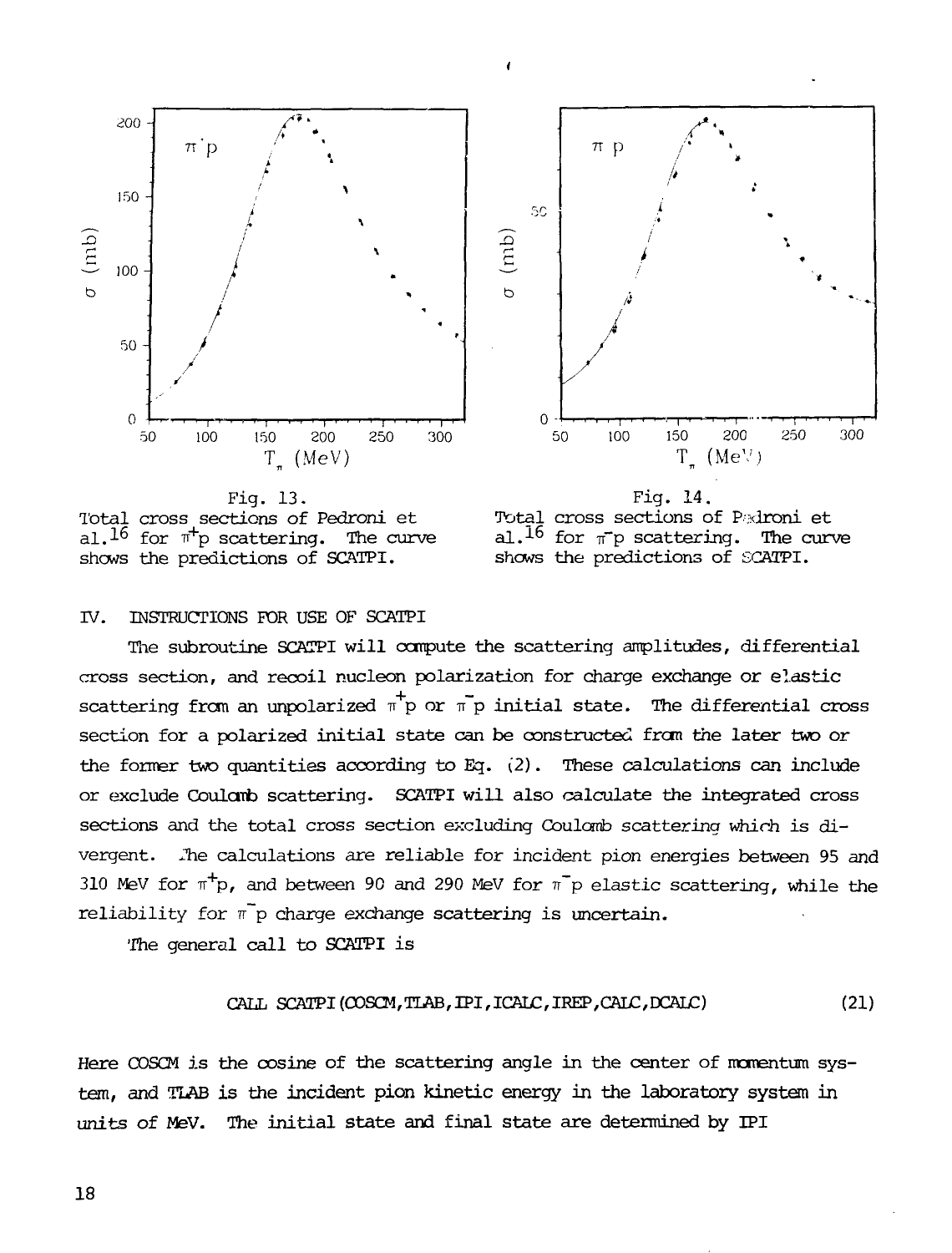Fig. 13.
Total cross sections of Pedroni et al.[16] for $\pi^+p$ scattering. The curve shows the predictions of SCATPI.

Fig. 14.
Total cross sections of Pedroni et al.[16] for $\pi^-p$ scattering. The curve shows the predictions of SCATPI.

## IV. INSTRUCTIONS FOR USE OF SCATPI

The subroutine SCATPI will compute the scattering amplitudes, differential cross section, and recoil nucleon polarization for charge exchange or elastic scattering from an unpolarized $\pi^+p$ or $\pi^-p$ initial state. The differential cross section for a polarized initial state can be constructed from the later two or the former two quantities according to Eq. (2). These calculations can include or exclude Coulomb scattering. SCATPI will also calculate the integrated cross sections and the total cross section excluding Coulomb scattering which is divergent. The calculations are reliable for incident pion energies between 95 and 310 MeV for $\pi^+p$, and between 90 and 290 MeV for $\pi^-p$ elastic scattering, while the reliability for $\pi^-p$ charge exchange scattering is uncertain.

The general call to SCATPI is

```
CALL SCATPI(COSCM,TLAB,IPI,ICALC,IREP,CALC,DCALC)          (21)
```

Here COSCM is the cosine of the scattering angle in the center of momentum system, and TLAB is the incident pion kinetic energy in the laboratory system in units of MeV. The initial state and final state are determined by IPI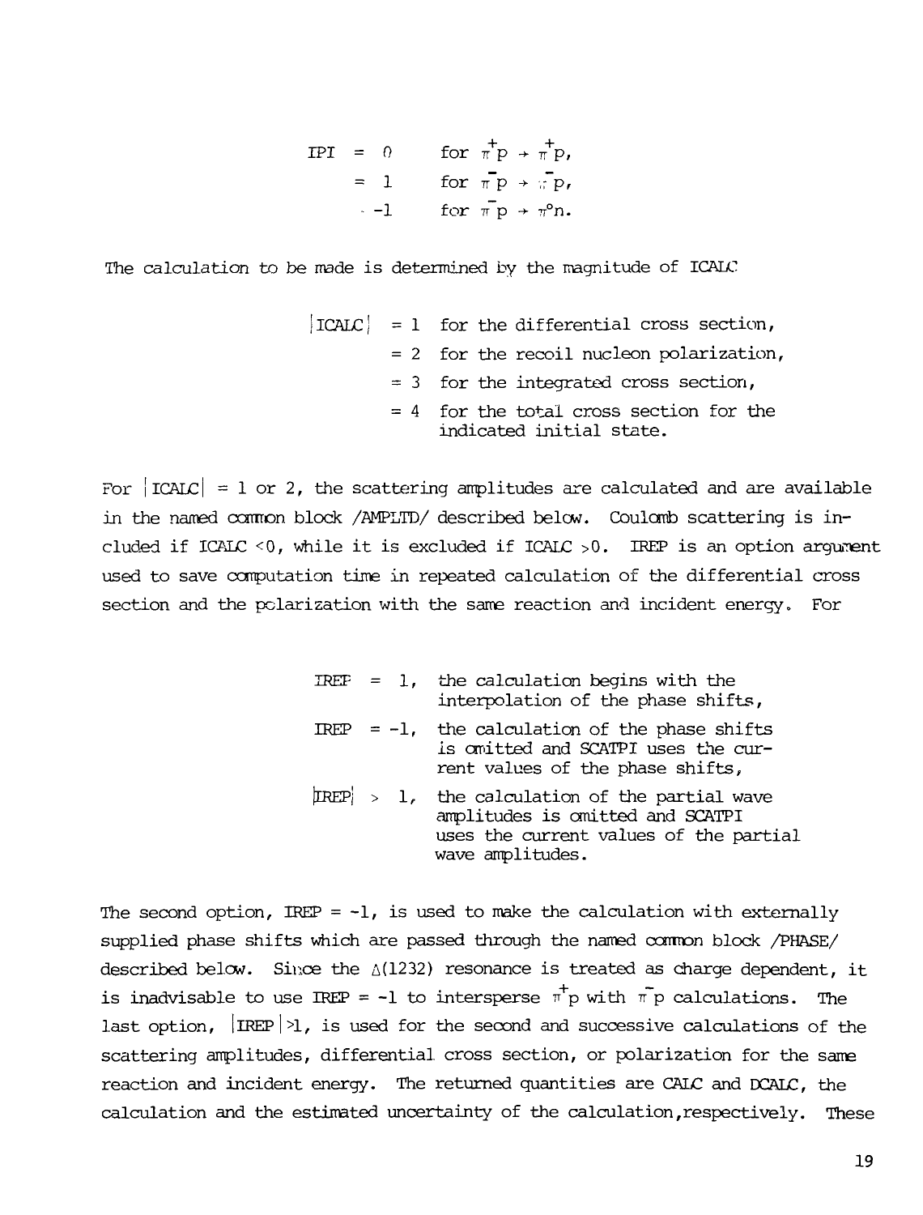IPI = 0 for $\pi^+p \rightarrow \pi^+p$,

= 1 for $\pi^-p \rightarrow \pi^-p$,

= -1 for $\pi^-p \rightarrow \pi^\circ n$.

The calculation to be made is determined by the magnitude of ICALC

|ICALC| = 1 for the differential cross section,

= 2 for the recoil nucleon polarization,

= 3 for the integrated cross section,

= 4 for the total cross section for the indicated initial state.

For |ICALC| = 1 or 2, the scattering amplitudes are calculated and are available in the named common block /AMPLTD/ described below. Coulomb scattering is included if ICALC <0, while it is excluded if ICALC >0. IREP is an option argument used to save computation time in repeated calculation of the differential cross section and the polarization with the same reaction and incident energy. For

IREP = 1, the calculation begins with the interpolation of the phase shifts,

IREP = -1, the calculation of the phase shifts is omitted and SCATPI uses the current values of the phase shifts,

|IREP| > 1, the calculation of the partial wave amplitudes is omitted and SCATPI uses the current values of the partial wave amplitudes.

The second option, IREP = -1, is used to make the calculation with externally supplied phase shifts which are passed through the named common block /PHASE/ described below. Since the $\Delta$(1232) resonance is treated as charge dependent, it is inadvisable to use IREP = -1 to intersperse $\pi^+p$ with $\pi^-p$ calculations. The last option, |IREP|>1, is used for the second and successive calculations of the scattering amplitudes, differential cross section, or polarization for the same reaction and incident energy. The returned quantities are CALC and DCALC, the calculation and the estimated uncertainty of the calculation, respectively. These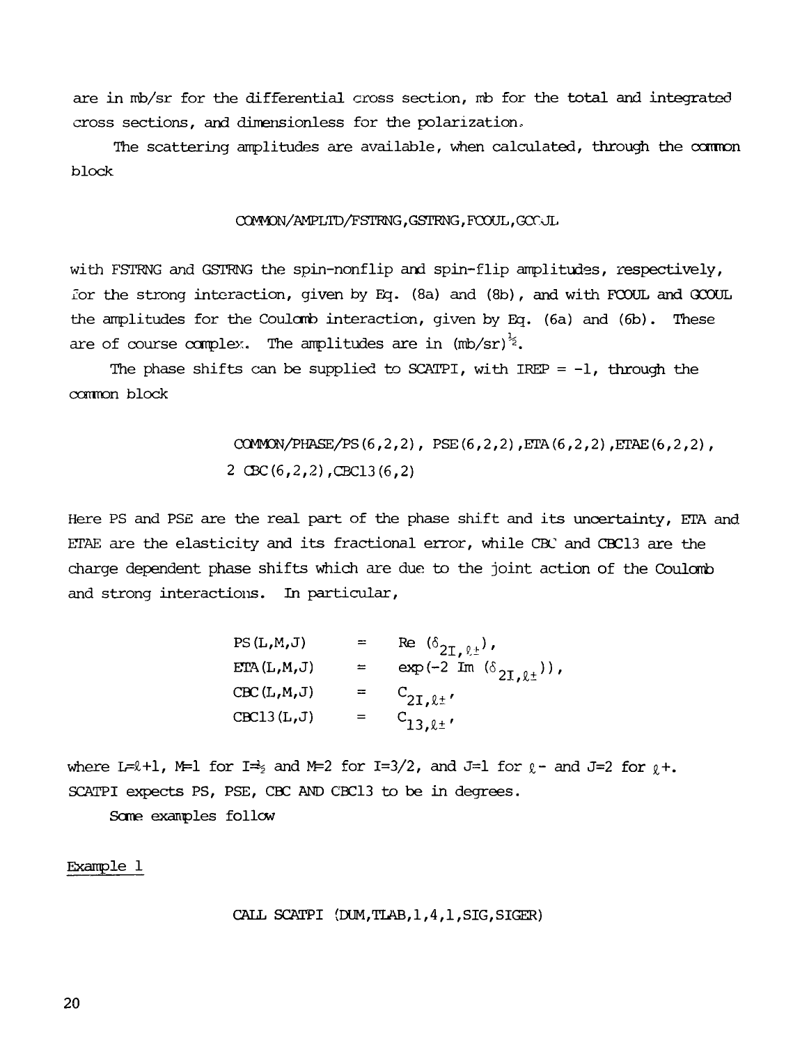are in mb/sr for the differential cross section, mb for the total and integrated cross sections, and dimensionless for the polarization.

The scattering amplitudes are available, when calculated, through the common block

```
COMMON/AMPLTD/FSTRNG,GSTRNG,FCOUL,GCOUL
```

with FSTRNG and GSTRNG the spin-nonflip and spin-flip amplitudes, respectively, for the strong interaction, given by Eq. (8a) and (8b), and with FCOUL and GCOUL the amplitudes for the Coulomb interaction, given by Eq. (6a) and (6b). These are of course complex. The amplitudes are in $(\text{mb/sr})^{\frac{1}{2}}$.

The phase shifts can be supplied to SCATPI, with IREP = -1, through the common block

```
COMMON/PHASE/PS(6,2,2), PSE(6,2,2),ETA(6,2,2),ETAE(6,2,2),
2 CBC(6,2,2),CBC13(6,2)
```

Here PS and PSE are the real part of the phase shift and its uncertainty, ETA and ETAE are the elasticity and its fractional error, while CBC and CBC13 are the charge dependent phase shifts which are due to the joint action of the Coulomb and strong interactions. In particular,

$$
\begin{aligned}
\text{PS(L,M,J)} &= \text{Re}\,(\delta_{2I,\ell\pm}), \\
\text{ETA(L,M,J)} &= \exp(-2\,\text{Im}\,(\delta_{2I,\ell\pm})), \\
\text{CBC(L,M,J)} &= C_{2I,\ell\pm}, \\
\text{CBC13(L,J)} &= C_{13,\ell\pm},
\end{aligned}
$$

where $L=\ell+1$, $M=1$ for $I=\frac{1}{2}$ and $M=2$ for $I=3/2$, and $J=1$ for $\ell-$ and $J=2$ for $\ell+$. SCATPI expects PS, PSE, CBC AND CBC13 to be in degrees.

Some examples follow

Example 1

```
CALL SCATPI (DUM,TLAB,1,4,1,SIG,SIGER)
```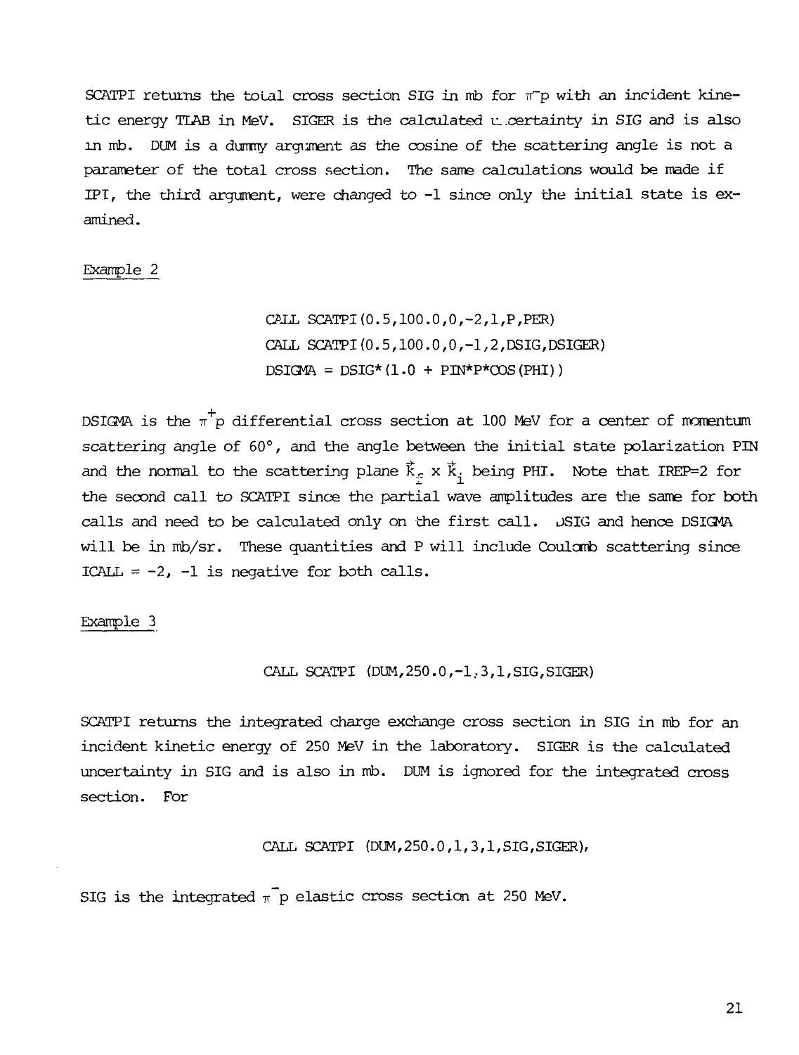SCATPI returns the total cross section SIG in mb for $\pi^- p$ with an incident kinetic energy TLAB in MeV. SIGER is the calculated uncertainty in SIG and is also in mb. DUM is a dummy argument as the cosine of the scattering angle is not a parameter of the total cross section. The same calculations would be made if IPI, the third argument, were changed to -1 since only the initial state is examined.

Example 2

```
CALL SCATPI(0.5,100.0,0,-2,1,P,PER)
CALL SCATPI(0.5,100.0,0,-1,2,DSIG,DSIGER)
DSIGMA = DSIG*(1.0 + PIN*P*COS(PHI))
```

DSIGMA is the $\pi^+ p$ differential cross section at 100 MeV for a center of momentum scattering angle of 60°, and the angle between the initial state polarization PIN and the normal to the scattering plane $\vec{k}_f \times \vec{k}_i$ being PHI. Note that IREP=2 for the second call to SCATPI since the partial wave amplitudes are the same for both calls and need to be calculated only on the first call. DSIG and hence DSIGMA will be in mb/sr. These quantities and P will include Coulomb scattering since ICALL = -2, -1 is negative for both calls.

Example 3

```
CALL SCATPI (DUM,250.0,-1,3,1,SIG,SIGER)
```

SCATPI returns the integrated charge exchange cross section in SIG in mb for an incident kinetic energy of 250 MeV in the laboratory. SIGER is the calculated uncertainty in SIG and is also in mb. DUM is ignored for the integrated cross section. For

```
CALL SCATPI (DUM,250.0,1,3,1,SIG,SIGER),
```

SIG is the integrated $\pi^- p$ elastic cross section at 250 MeV.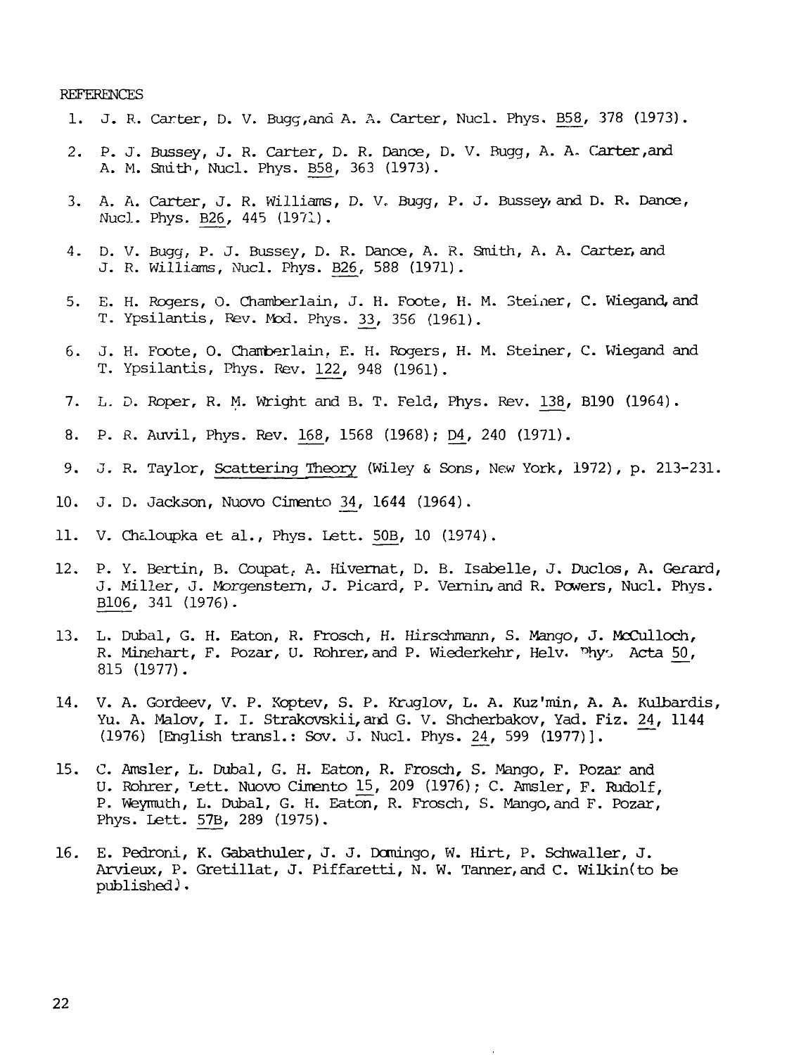REFERENCES

1. J. R. Carter, D. V. Bugg, and A. A. Carter, Nucl. Phys. B58, 378 (1973).
2. P. J. Bussey, J. R. Carter, D. R. Dance, D. V. Bugg, A. A. Carter, and A. M. Smith, Nucl. Phys. B58, 363 (1973).
3. A. A. Carter, J. R. Williams, D. V. Bugg, P. J. Bussey, and D. R. Dance, Nucl. Phys. B26, 445 (1971).
4. D. V. Bugg, P. J. Bussey, D. R. Dance, A. R. Smith, A. A. Carter, and J. R. Williams, Nucl. Phys. B26, 588 (1971).
5. E. H. Rogers, O. Chamberlain, J. H. Foote, H. M. Steiner, C. Wiegand, and T. Ypsilantis, Rev. Mod. Phys. 33, 356 (1961).
6. J. H. Foote, O. Chamberlain, E. H. Rogers, H. M. Steiner, C. Wiegand and T. Ypsilantis, Phys. Rev. 122, 948 (1961).
7. L. D. Roper, R. M. Wright and B. T. Feld, Phys. Rev. 138, B190 (1964).
8. P. R. Auvil, Phys. Rev. 168, 1568 (1968); D4, 240 (1971).
9. J. R. Taylor, Scattering Theory (Wiley & Sons, New York, 1972), p. 213-231.
10. J. D. Jackson, Nuovo Cimento 34, 1644 (1964).
11. V. Chaloupka et al., Phys. Lett. 50B, 10 (1974).
12. P. Y. Bertin, B. Coupat, A. Hivernat, D. B. Isabelle, J. Duclos, A. Gerard, J. Miller, J. Morgenstern, J. Picard, P. Vernin, and R. Powers, Nucl. Phys. B106, 341 (1976).
13. L. Dubal, G. H. Eaton, R. Frosch, H. Hirschmann, S. Mango, J. McCulloch, R. Minehart, F. Pozar, U. Rohrer, and P. Wiederkehr, Helv. Phys Acta 50, 815 (1977).
14. V. A. Gordeev, V. P. Koptev, S. P. Kruglov, L. A. Kuz'min, A. A. Kulbardis, Yu. A. Malov, I. I. Strakovskii, and G. V. Shcherbakov, Yad. Fiz. 24, 1144 (1976) [English transl.: Sov. J. Nucl. Phys. 24, 599 (1977)].
15. C. Amsler, L. Dubal, G. H. Eaton, R. Frosch, S. Mango, F. Pozar and U. Rohrer, Lett. Nuovo Cimento 15, 209 (1976); C. Amsler, F. Rudolf, P. Weymuth, L. Dubal, G. H. Eaton, R. Frosch, S. Mango, and F. Pozar, Phys. Lett. 57B, 289 (1975).
16. E. Pedroni, K. Gabathuler, J. J. Domingo, W. Hirt, P. Schwaller, J. Arvieux, P. Gretillat, J. Piffaretti, N. W. Tanner, and C. Wilkin (to be published).